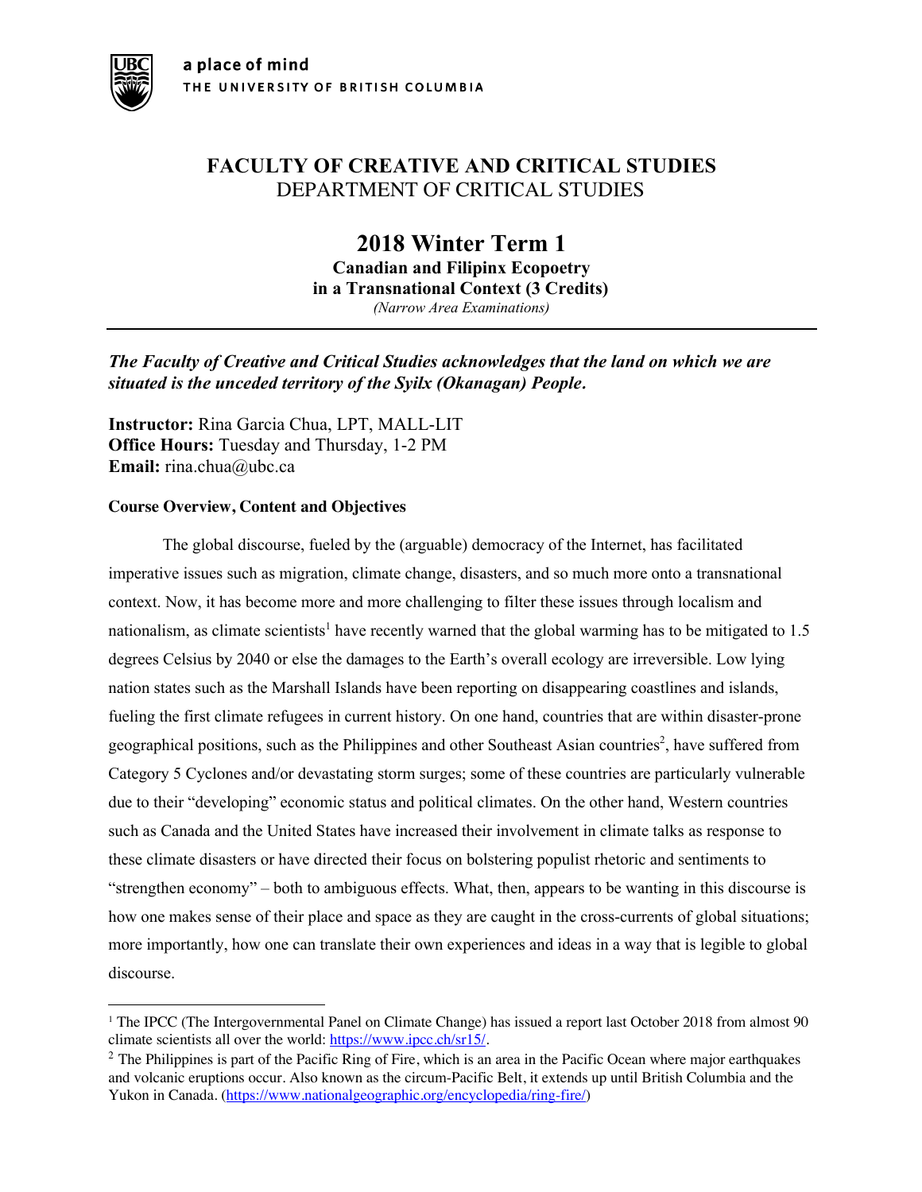a place of mind
THE UNIVERSITY OF BRITISH COLUMBIA

# FACULTY OF CREATIVE AND CRITICAL STUDIES
## DEPARTMENT OF CRITICAL STUDIES

# 2018 Winter Term 1
**Canadian and Filipinx Ecopoetry**
**in a Transnational Context (3 Credits)**
*(Narrow Area Examinations)*

---

***The Faculty of Creative and Critical Studies acknowledges that the land on which we are situated is the unceded territory of the Syilx (Okanagan) People.***

**Instructor:** Rina Garcia Chua, LPT, MALL-LIT
**Office Hours:** Tuesday and Thursday, 1-2 PM
**Email:** rina.chua@ubc.ca

### Course Overview, Content and Objectives

The global discourse, fueled by the (arguable) democracy of the Internet, has facilitated imperative issues such as migration, climate change, disasters, and so much more onto a transnational context. Now, it has become more and more challenging to filter these issues through localism and nationalism, as climate scientists[1] have recently warned that the global warming has to be mitigated to 1.5 degrees Celsius by 2040 or else the damages to the Earth's overall ecology are irreversible. Low lying nation states such as the Marshall Islands have been reporting on disappearing coastlines and islands, fueling the first climate refugees in current history. On one hand, countries that are within disaster-prone geographical positions, such as the Philippines and other Southeast Asian countries[2], have suffered from Category 5 Cyclones and/or devastating storm surges; some of these countries are particularly vulnerable due to their "developing" economic status and political climates. On the other hand, Western countries such as Canada and the United States have increased their involvement in climate talks as response to these climate disasters or have directed their focus on bolstering populist rhetoric and sentiments to "strengthen economy" – both to ambiguous effects. What, then, appears to be wanting in this discourse is how one makes sense of their place and space as they are caught in the cross-currents of global situations; more importantly, how one can translate their own experiences and ideas in a way that is legible to global discourse.

---

[1] The IPCC (The Intergovernmental Panel on Climate Change) has issued a report last October 2018 from almost 90 climate scientists all over the world: https://www.ipcc.ch/sr15/.

[2] The Philippines is part of the Pacific Ring of Fire, which is an area in the Pacific Ocean where major earthquakes and volcanic eruptions occur. Also known as the circum-Pacific Belt, it extends up until British Columbia and the Yukon in Canada. (https://www.nationalgeographic.org/encyclopedia/ring-fire/)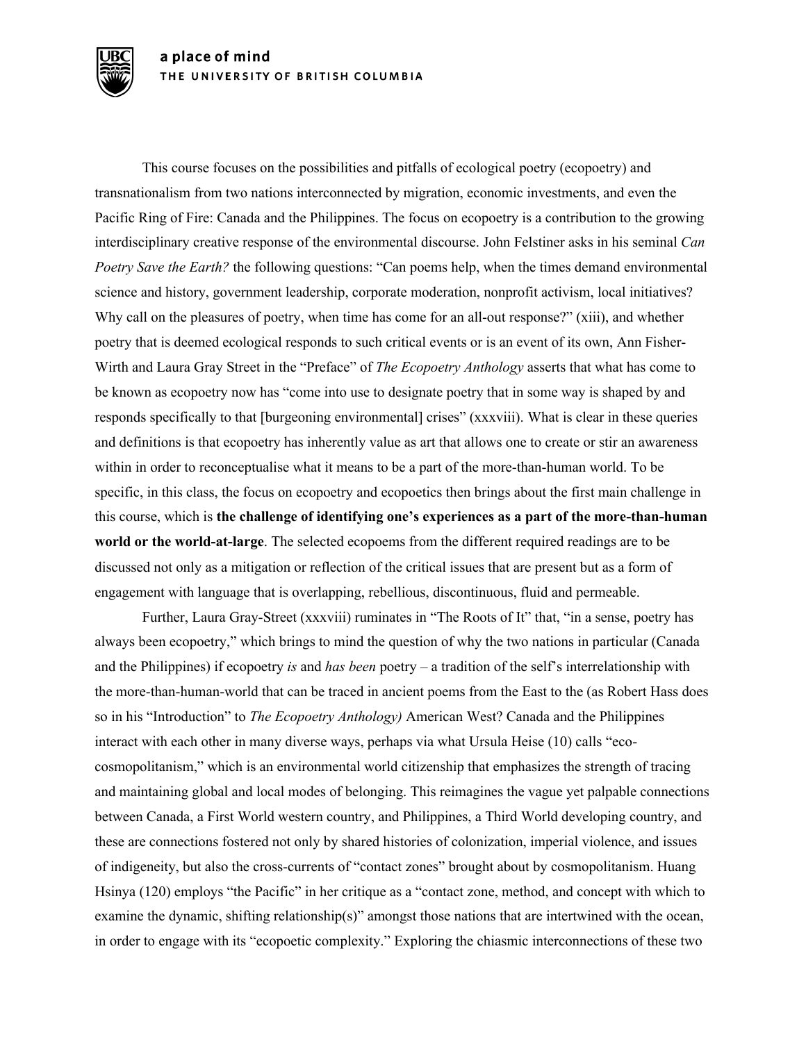This course focuses on the possibilities and pitfalls of ecological poetry (ecopoetry) and transnationalism from two nations interconnected by migration, economic investments, and even the Pacific Ring of Fire: Canada and the Philippines. The focus on ecopoetry is a contribution to the growing interdisciplinary creative response of the environmental discourse. John Felstiner asks in his seminal *Can Poetry Save the Earth?* the following questions: "Can poems help, when the times demand environmental science and history, government leadership, corporate moderation, nonprofit activism, local initiatives? Why call on the pleasures of poetry, when time has come for an all-out response?" (xiii), and whether poetry that is deemed ecological responds to such critical events or is an event of its own, Ann Fisher-Wirth and Laura Gray Street in the "Preface" of *The Ecopoetry Anthology* asserts that what has come to be known as ecopoetry now has "come into use to designate poetry that in some way is shaped by and responds specifically to that [burgeoning environmental] crises" (xxxviii). What is clear in these queries and definitions is that ecopoetry has inherently value as art that allows one to create or stir an awareness within in order to reconceptualise what it means to be a part of the more-than-human world. To be specific, in this class, the focus on ecopoetry and ecopoetics then brings about the first main challenge in this course, which is **the challenge of identifying one's experiences as a part of the more-than-human world or the world-at-large**. The selected ecopoems from the different required readings are to be discussed not only as a mitigation or reflection of the critical issues that are present but as a form of engagement with language that is overlapping, rebellious, discontinuous, fluid and permeable.

Further, Laura Gray-Street (xxxviii) ruminates in "The Roots of It" that, "in a sense, poetry has always been ecopoetry," which brings to mind the question of why the two nations in particular (Canada and the Philippines) if ecopoetry *is* and *has been* poetry – a tradition of the self's interrelationship with the more-than-human-world that can be traced in ancient poems from the East to the (as Robert Hass does so in his "Introduction" to *The Ecopoetry Anthology)* American West? Canada and the Philippines interact with each other in many diverse ways, perhaps via what Ursula Heise (10) calls "eco-cosmopolitanism," which is an environmental world citizenship that emphasizes the strength of tracing and maintaining global and local modes of belonging. This reimagines the vague yet palpable connections between Canada, a First World western country, and Philippines, a Third World developing country, and these are connections fostered not only by shared histories of colonization, imperial violence, and issues of indigeneity, but also the cross-currents of "contact zones" brought about by cosmopolitanism. Huang Hsinya (120) employs "the Pacific" in her critique as a "contact zone, method, and concept with which to examine the dynamic, shifting relationship(s)" amongst those nations that are intertwined with the ocean, in order to engage with its "ecopoetic complexity." Exploring the chiasmic interconnections of these two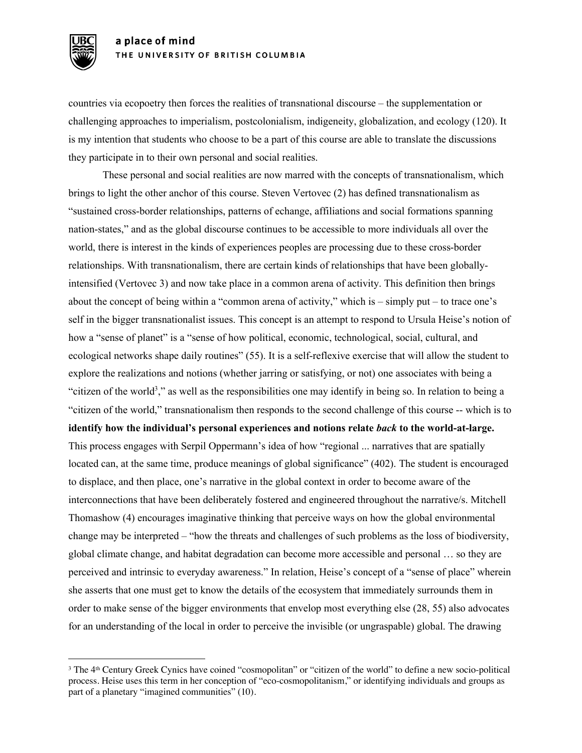countries via ecopoetry then forces the realities of transnational discourse – the supplementation or challenging approaches to imperialism, postcolonialism, indigeneity, globalization, and ecology (120). It is my intention that students who choose to be a part of this course are able to translate the discussions they participate in to their own personal and social realities.

These personal and social realities are now marred with the concepts of transnationalism, which brings to light the other anchor of this course. Steven Vertovec (2) has defined transnationalism as "sustained cross-border relationships, patterns of echange, affiliations and social formations spanning nation-states," and as the global discourse continues to be accessible to more individuals all over the world, there is interest in the kinds of experiences peoples are processing due to these cross-border relationships. With transnationalism, there are certain kinds of relationships that have been globally-intensified (Vertovec 3) and now take place in a common arena of activity. This definition then brings about the concept of being within a "common arena of activity," which is – simply put – to trace one's self in the bigger transnationalist issues. This concept is an attempt to respond to Ursula Heise's notion of how a "sense of planet" is a "sense of how political, economic, technological, social, cultural, and ecological networks shape daily routines" (55). It is a self-reflexive exercise that will allow the student to explore the realizations and notions (whether jarring or satisfying, or not) one associates with being a "citizen of the world[3]," as well as the responsibilities one may identify in being so. In relation to being a "citizen of the world," transnationalism then responds to the second challenge of this course -- which is to **identify how the individual's personal experiences and notions relate *back* to the world-at-large.** This process engages with Serpil Oppermann's idea of how "regional ... narratives that are spatially located can, at the same time, produce meanings of global significance" (402). The student is encouraged to displace, and then place, one's narrative in the global context in order to become aware of the interconnections that have been deliberately fostered and engineered throughout the narrative/s. Mitchell Thomashow (4) encourages imaginative thinking that perceive ways on how the global environmental change may be interpreted – "how the threats and challenges of such problems as the loss of biodiversity, global climate change, and habitat degradation can become more accessible and personal … so they are perceived and intrinsic to everyday awareness." In relation, Heise's concept of a "sense of place" wherein she asserts that one must get to know the details of the ecosystem that immediately surrounds them in order to make sense of the bigger environments that envelop most everything else (28, 55) also advocates for an understanding of the local in order to perceive the invisible (or ungraspable) global. The drawing

[3] The 4th Century Greek Cynics have coined "cosmopolitan" or "citizen of the world" to define a new socio-political process. Heise uses this term in her conception of "eco-cosmopolitanism," or identifying individuals and groups as part of a planetary "imagined communities" (10).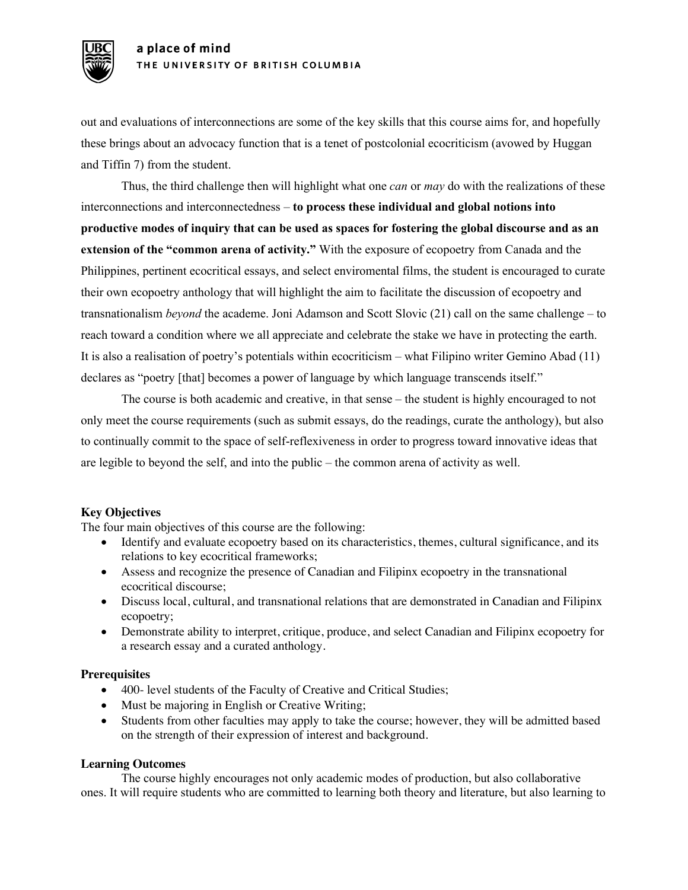out and evaluations of interconnections are some of the key skills that this course aims for, and hopefully these brings about an advocacy function that is a tenet of postcolonial ecocriticism (avowed by Huggan and Tiffin 7) from the student.

Thus, the third challenge then will highlight what one *can* or *may* do with the realizations of these interconnections and interconnectedness – **to process these individual and global notions into productive modes of inquiry that can be used as spaces for fostering the global discourse and as an extension of the "common arena of activity."** With the exposure of ecopoetry from Canada and the Philippines, pertinent ecocritical essays, and select enviromental films, the student is encouraged to curate their own ecopoetry anthology that will highlight the aim to facilitate the discussion of ecopoetry and transnationalism *beyond* the academe. Joni Adamson and Scott Slovic (21) call on the same challenge – to reach toward a condition where we all appreciate and celebrate the stake we have in protecting the earth. It is also a realisation of poetry's potentials within ecocriticism – what Filipino writer Gemino Abad (11) declares as "poetry [that] becomes a power of language by which language transcends itself."

The course is both academic and creative, in that sense – the student is highly encouraged to not only meet the course requirements (such as submit essays, do the readings, curate the anthology), but also to continually commit to the space of self-reflexiveness in order to progress toward innovative ideas that are legible to beyond the self, and into the public – the common arena of activity as well.

**Key Objectives**

The four main objectives of this course are the following:

- Identify and evaluate ecopoetry based on its characteristics, themes, cultural significance, and its relations to key ecocritical frameworks;
- Assess and recognize the presence of Canadian and Filipinx ecopoetry in the transnational ecocritical discourse;
- Discuss local, cultural, and transnational relations that are demonstrated in Canadian and Filipinx ecopoetry;
- Demonstrate ability to interpret, critique, produce, and select Canadian and Filipinx ecopoetry for a research essay and a curated anthology.

**Prerequisites**

- 400- level students of the Faculty of Creative and Critical Studies;
- Must be majoring in English or Creative Writing;
- Students from other faculties may apply to take the course; however, they will be admitted based on the strength of their expression of interest and background.

**Learning Outcomes**

The course highly encourages not only academic modes of production, but also collaborative ones. It will require students who are committed to learning both theory and literature, but also learning to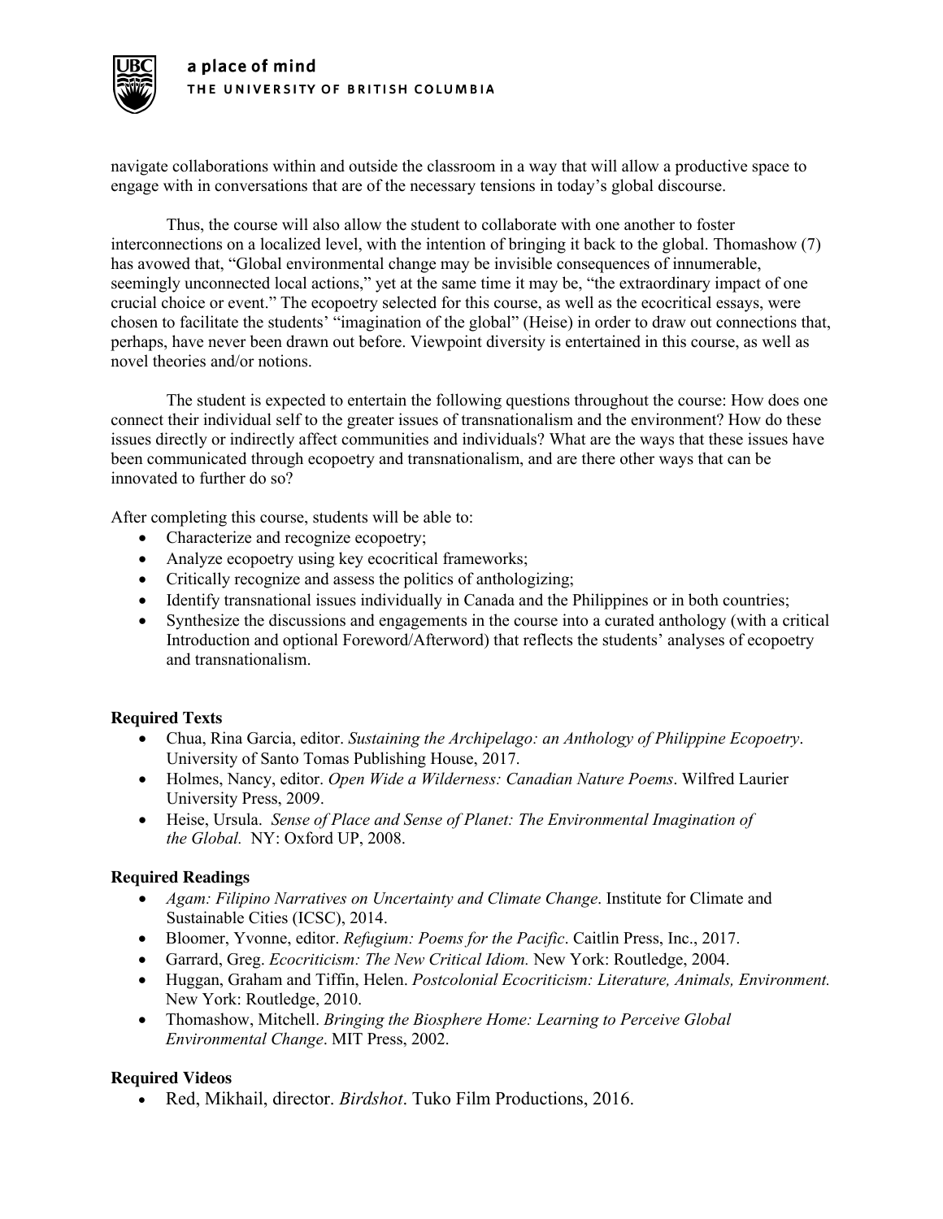navigate collaborations within and outside the classroom in a way that will allow a productive space to engage with in conversations that are of the necessary tensions in today's global discourse.

Thus, the course will also allow the student to collaborate with one another to foster interconnections on a localized level, with the intention of bringing it back to the global. Thomashow (7) has avowed that, "Global environmental change may be invisible consequences of innumerable, seemingly unconnected local actions," yet at the same time it may be, "the extraordinary impact of one crucial choice or event." The ecopoetry selected for this course, as well as the ecocritical essays, were chosen to facilitate the students' "imagination of the global" (Heise) in order to draw out connections that, perhaps, have never been drawn out before. Viewpoint diversity is entertained in this course, as well as novel theories and/or notions.

The student is expected to entertain the following questions throughout the course: How does one connect their individual self to the greater issues of transnationalism and the environment? How do these issues directly or indirectly affect communities and individuals? What are the ways that these issues have been communicated through ecopoetry and transnationalism, and are there other ways that can be innovated to further do so?

After completing this course, students will be able to:

- Characterize and recognize ecopoetry;
- Analyze ecopoetry using key ecocritical frameworks;
- Critically recognize and assess the politics of anthologizing;
- Identify transnational issues individually in Canada and the Philippines or in both countries;
- Synthesize the discussions and engagements in the course into a curated anthology (with a critical Introduction and optional Foreword/Afterword) that reflects the students' analyses of ecopoetry and transnationalism.

**Required Texts**

- Chua, Rina Garcia, editor. *Sustaining the Archipelago: an Anthology of Philippine Ecopoetry*. University of Santo Tomas Publishing House, 2017.
- Holmes, Nancy, editor. *Open Wide a Wilderness: Canadian Nature Poems*. Wilfred Laurier University Press, 2009.
- Heise, Ursula. *Sense of Place and Sense of Planet: The Environmental Imagination of the Global.* NY: Oxford UP, 2008.

**Required Readings**

- *Agam: Filipino Narratives on Uncertainty and Climate Change*. Institute for Climate and Sustainable Cities (ICSC), 2014.
- Bloomer, Yvonne, editor. *Refugium: Poems for the Pacific*. Caitlin Press, Inc., 2017.
- Garrard, Greg. *Ecocriticism: The New Critical Idiom.* New York: Routledge, 2004.
- Huggan, Graham and Tiffin, Helen. *Postcolonial Ecocriticism: Literature, Animals, Environment.* New York: Routledge, 2010.
- Thomashow, Mitchell. *Bringing the Biosphere Home: Learning to Perceive Global Environmental Change*. MIT Press, 2002.

**Required Videos**

- Red, Mikhail, director. *Birdshot*. Tuko Film Productions, 2016.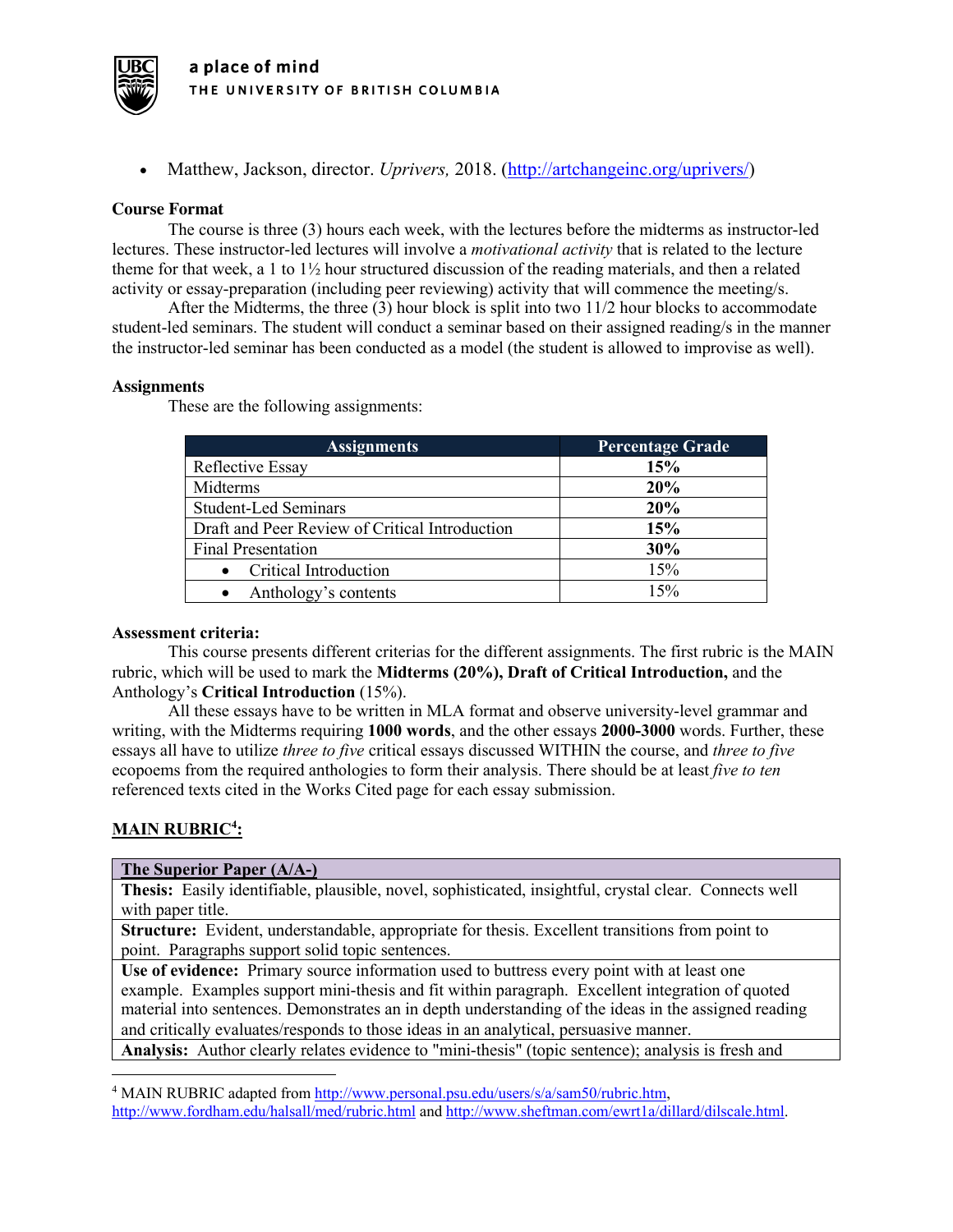- Matthew, Jackson, director. *Uprivers,* 2018. (http://artchangeinc.org/uprivers/)

**Course Format**

The course is three (3) hours each week, with the lectures before the midterms as instructor-led lectures. These instructor-led lectures will involve a *motivational activity* that is related to the lecture theme for that week, a 1 to 1½ hour structured discussion of the reading materials, and then a related activity or essay-preparation (including peer reviewing) activity that will commence the meeting/s.

After the Midterms, the three (3) hour block is split into two 11/2 hour blocks to accommodate student-led seminars. The student will conduct a seminar based on their assigned reading/s in the manner the instructor-led seminar has been conducted as a model (the student is allowed to improvise as well).

**Assignments**

These are the following assignments:

| Assignments | Percentage Grade |
|---|---|
| Reflective Essay | **15%** |
| Midterms | **20%** |
| Student-Led Seminars | **20%** |
| Draft and Peer Review of Critical Introduction | **15%** |
| Final Presentation | **30%** |
| • Critical Introduction | 15% |
| • Anthology's contents | 15% |

**Assessment criteria:**

This course presents different criterias for the different assignments. The first rubric is the MAIN rubric, which will be used to mark the **Midterms (20%), Draft of Critical Introduction,** and the Anthology's **Critical Introduction** (15%).

All these essays have to be written in MLA format and observe university-level grammar and writing, with the Midterms requiring **1000 words**, and the other essays **2000-3000** words. Further, these essays all have to utilize *three to five* critical essays discussed WITHIN the course, and *three to five* ecopoems from the required anthologies to form their analysis. There should be at least *five to ten* referenced texts cited in the Works Cited page for each essay submission.

**MAIN RUBRIC[4]:**

| **The Superior Paper (A/A-)** |
|---|
| **Thesis:** Easily identifiable, plausible, novel, sophisticated, insightful, crystal clear. Connects well with paper title. |
| **Structure:** Evident, understandable, appropriate for thesis. Excellent transitions from point to point. Paragraphs support solid topic sentences. |
| **Use of evidence:** Primary source information used to buttress every point with at least one example. Examples support mini-thesis and fit within paragraph. Excellent integration of quoted material into sentences. Demonstrates an in depth understanding of the ideas in the assigned reading and critically evaluates/responds to those ideas in an analytical, persuasive manner. |
| **Analysis:** Author clearly relates evidence to "mini-thesis" (topic sentence); analysis is fresh and |

[4] MAIN RUBRIC adapted from http://www.personal.psu.edu/users/s/a/sam50/rubric.htm, http://www.fordham.edu/halsall/med/rubric.html and http://www.sheftman.com/ewrt1a/dillard/dilscale.html.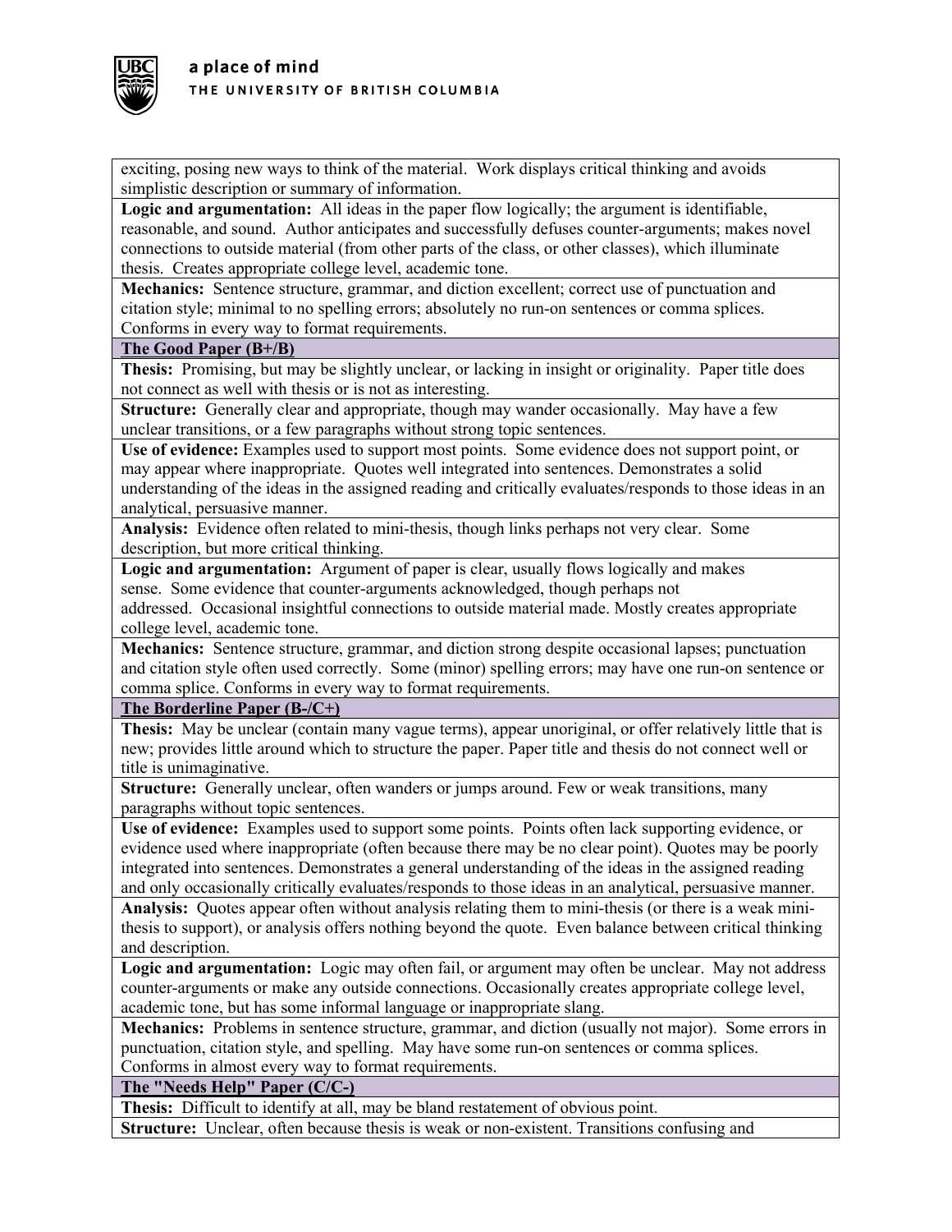| |
|---|
| exciting, posing new ways to think of the material. Work displays critical thinking and avoids simplistic description or summary of information. |
| **Logic and argumentation:** All ideas in the paper flow logically; the argument is identifiable, reasonable, and sound. Author anticipates and successfully defuses counter-arguments; makes novel connections to outside material (from other parts of the class, or other classes), which illuminate thesis. Creates appropriate college level, academic tone. |
| **Mechanics:** Sentence structure, grammar, and diction excellent; correct use of punctuation and citation style; minimal to no spelling errors; absolutely no run-on sentences or comma splices. Conforms in every way to format requirements. |
| **The Good Paper (B+/B)** |
| **Thesis:** Promising, but may be slightly unclear, or lacking in insight or originality. Paper title does not connect as well with thesis or is not as interesting. |
| **Structure:** Generally clear and appropriate, though may wander occasionally. May have a few unclear transitions, or a few paragraphs without strong topic sentences. |
| **Use of evidence:** Examples used to support most points. Some evidence does not support point, or may appear where inappropriate. Quotes well integrated into sentences. Demonstrates a solid understanding of the ideas in the assigned reading and critically evaluates/responds to those ideas in an analytical, persuasive manner. |
| **Analysis:** Evidence often related to mini-thesis, though links perhaps not very clear. Some description, but more critical thinking. |
| **Logic and argumentation:** Argument of paper is clear, usually flows logically and makes sense. Some evidence that counter-arguments acknowledged, though perhaps not addressed. Occasional insightful connections to outside material made. Mostly creates appropriate college level, academic tone. |
| **Mechanics:** Sentence structure, grammar, and diction strong despite occasional lapses; punctuation and citation style often used correctly. Some (minor) spelling errors; may have one run-on sentence or comma splice. Conforms in every way to format requirements. |
| **The Borderline Paper (B-/C+)** |
| **Thesis:** May be unclear (contain many vague terms), appear unoriginal, or offer relatively little that is new; provides little around which to structure the paper. Paper title and thesis do not connect well or title is unimaginative. |
| **Structure:** Generally unclear, often wanders or jumps around. Few or weak transitions, many paragraphs without topic sentences. |
| **Use of evidence:** Examples used to support some points. Points often lack supporting evidence, or evidence used where inappropriate (often because there may be no clear point). Quotes may be poorly integrated into sentences. Demonstrates a general understanding of the ideas in the assigned reading and only occasionally critically evaluates/responds to those ideas in an analytical, persuasive manner. |
| **Analysis:** Quotes appear often without analysis relating them to mini-thesis (or there is a weak mini-thesis to support), or analysis offers nothing beyond the quote. Even balance between critical thinking and description. |
| **Logic and argumentation:** Logic may often fail, or argument may often be unclear. May not address counter-arguments or make any outside connections. Occasionally creates appropriate college level, academic tone, but has some informal language or inappropriate slang. |
| **Mechanics:** Problems in sentence structure, grammar, and diction (usually not major). Some errors in punctuation, citation style, and spelling. May have some run-on sentences or comma splices. Conforms in almost every way to format requirements. |
| **The "Needs Help" Paper (C/C-)** |
| **Thesis:** Difficult to identify at all, may be bland restatement of obvious point. |
| **Structure:** Unclear, often because thesis is weak or non-existent. Transitions confusing and |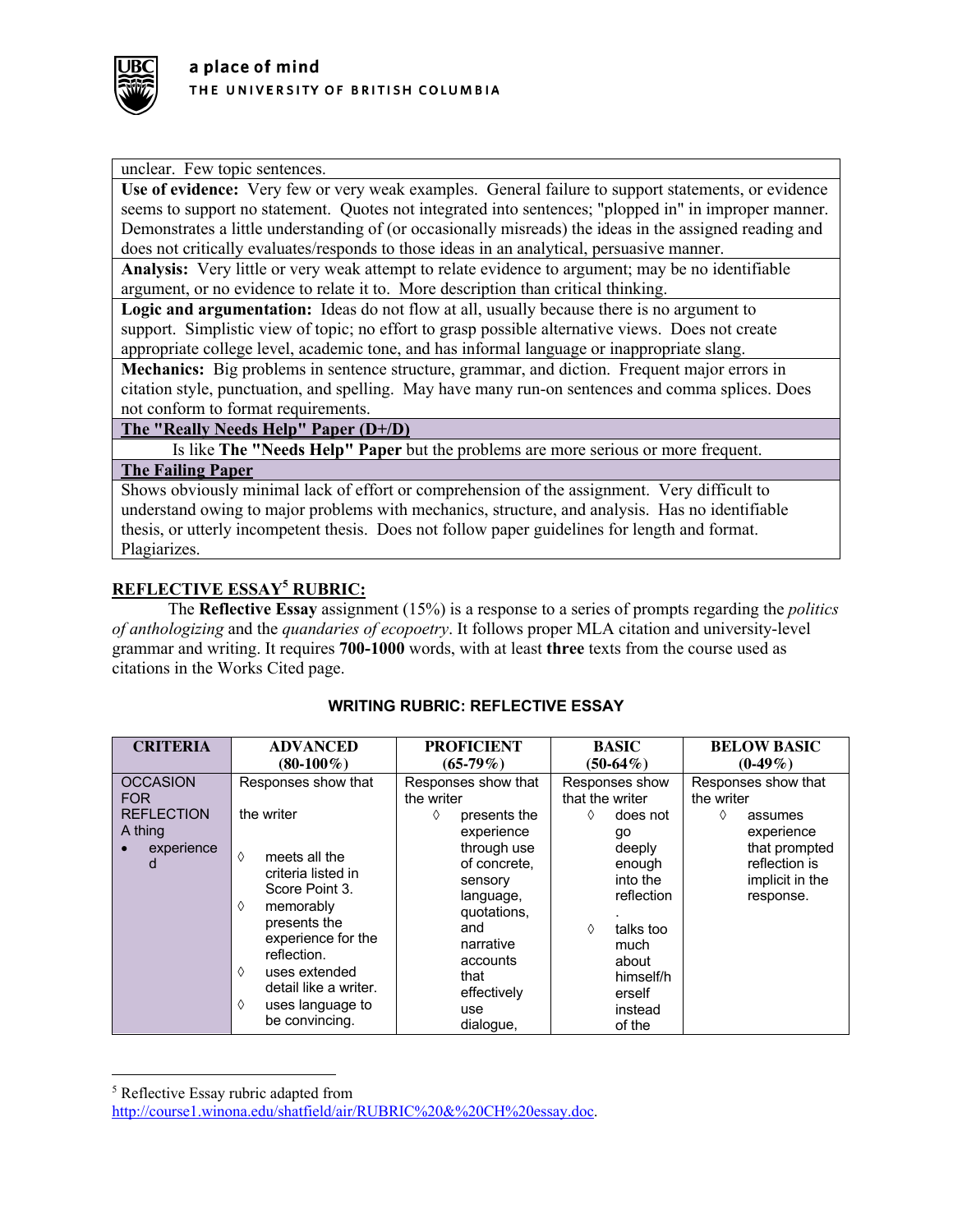| unclear. Few topic sentences. |
|---|
| **Use of evidence:** Very few or very weak examples. General failure to support statements, or evidence seems to support no statement. Quotes not integrated into sentences; "plopped in" in improper manner. Demonstrates a little understanding of (or occasionally misreads) the ideas in the assigned reading and does not critically evaluates/responds to those ideas in an analytical, persuasive manner. |
| **Analysis:** Very little or very weak attempt to relate evidence to argument; may be no identifiable argument, or no evidence to relate it to. More description than critical thinking. |
| **Logic and argumentation:** Ideas do not flow at all, usually because there is no argument to support. Simplistic view of topic; no effort to grasp possible alternative views. Does not create appropriate college level, academic tone, and has informal language or inappropriate slang. |
| **Mechanics:** Big problems in sentence structure, grammar, and diction. Frequent major errors in citation style, punctuation, and spelling. May have many run-on sentences and comma splices. Does not conform to format requirements. |
| **The "Really Needs Help" Paper (D+/D)** |
| Is like **The "Needs Help" Paper** but the problems are more serious or more frequent. |
| **The Failing Paper** |
| Shows obviously minimal lack of effort or comprehension of the assignment. Very difficult to understand owing to major problems with mechanics, structure, and analysis. Has no identifiable thesis, or utterly incompetent thesis. Does not follow paper guidelines for length and format. Plagiarizes. |

## REFLECTIVE ESSAY[5] RUBRIC:

The **Reflective Essay** assignment (15%) is a response to a series of prompts regarding the *politics of anthologizing* and the *quandaries of ecopoetry*. It follows proper MLA citation and university-level grammar and writing. It requires **700-1000** words, with at least **three** texts from the course used as citations in the Works Cited page.

### WRITING RUBRIC: REFLECTIVE ESSAY

| CRITERIA | ADVANCED (80-100%) | PROFICIENT (65-79%) | BASIC (50-64%) | BELOW BASIC (0-49%) |
|---|---|---|---|---|
| OCCASION FOR REFLECTION A thing • experienced | Responses show that the writer ◊ meets all the criteria listed in Score Point 3. ◊ memorably presents the experience for the reflection. ◊ uses extended detail like a writer. ◊ uses language to be convincing. | Responses show that the writer ◊ presents the experience through use of concrete, sensory language, quotations, and narrative accounts that effectively use dialogue, | Responses show that the writer ◊ does not go deeply enough into the reflection. ◊ talks too much about himself/herself instead of the | Responses show that the writer ◊ assumes experience that prompted reflection is implicit in the response. |

[5] Reflective Essay rubric adapted from http://course1.winona.edu/shatfield/air/RUBRIC%20&%20CH%20essay.doc.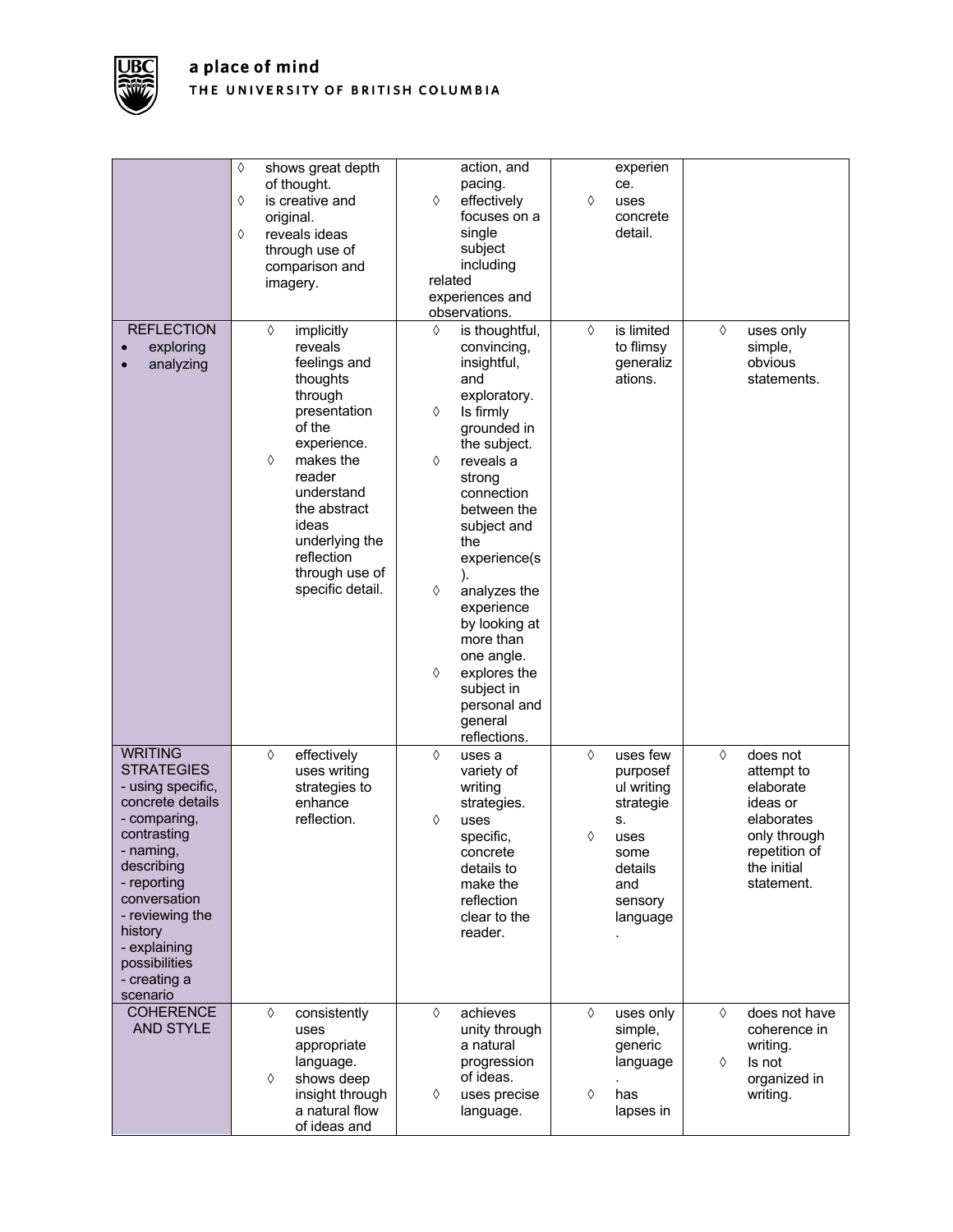| | | | | |
|---|---|---|---|---|
| | ◊ shows great depth of thought.<br>◊ is creative and original.<br>◊ reveals ideas through use of comparison and imagery. | action, and pacing.<br>◊ effectively focuses on a single subject including related experiences and observations. | experience.<br>◊ uses concrete detail. | |
| REFLECTION<br>• exploring<br>• analyzing | ◊ implicitly reveals feelings and thoughts through presentation of the experience.<br>◊ makes the reader understand the abstract ideas underlying the reflection through use of specific detail. | ◊ is thoughtful, convincing, insightful, and exploratory.<br>◊ Is firmly grounded in the subject.<br>◊ reveals a strong connection between the subject and the experience(s).<br>◊ analyzes the experience by looking at more than one angle.<br>◊ explores the subject in personal and general reflections. | ◊ is limited to flimsy generalizations. | ◊ uses only simple, obvious statements. |
| WRITING STRATEGIES<br>- using specific, concrete details<br>- comparing, contrasting<br>- naming, describing<br>- reporting conversation<br>- reviewing the history<br>- explaining possibilities<br>- creating a scenario | ◊ effectively uses writing strategies to enhance reflection. | ◊ uses a variety of writing strategies.<br>◊ uses specific, concrete details to make the reflection clear to the reader. | ◊ uses few purposeful writing strategies.<br>◊ uses some details and sensory language. | ◊ does not attempt to elaborate ideas or elaborates only through repetition of the initial statement. |
| COHERENCE AND STYLE | ◊ consistently uses appropriate language.<br>◊ shows deep insight through a natural flow of ideas and | ◊ achieves unity through a natural progression of ideas.<br>◊ uses precise language. | ◊ uses only simple, generic language.<br>◊ has lapses in | ◊ does not have coherence in writing.<br>◊ Is not organized in writing. |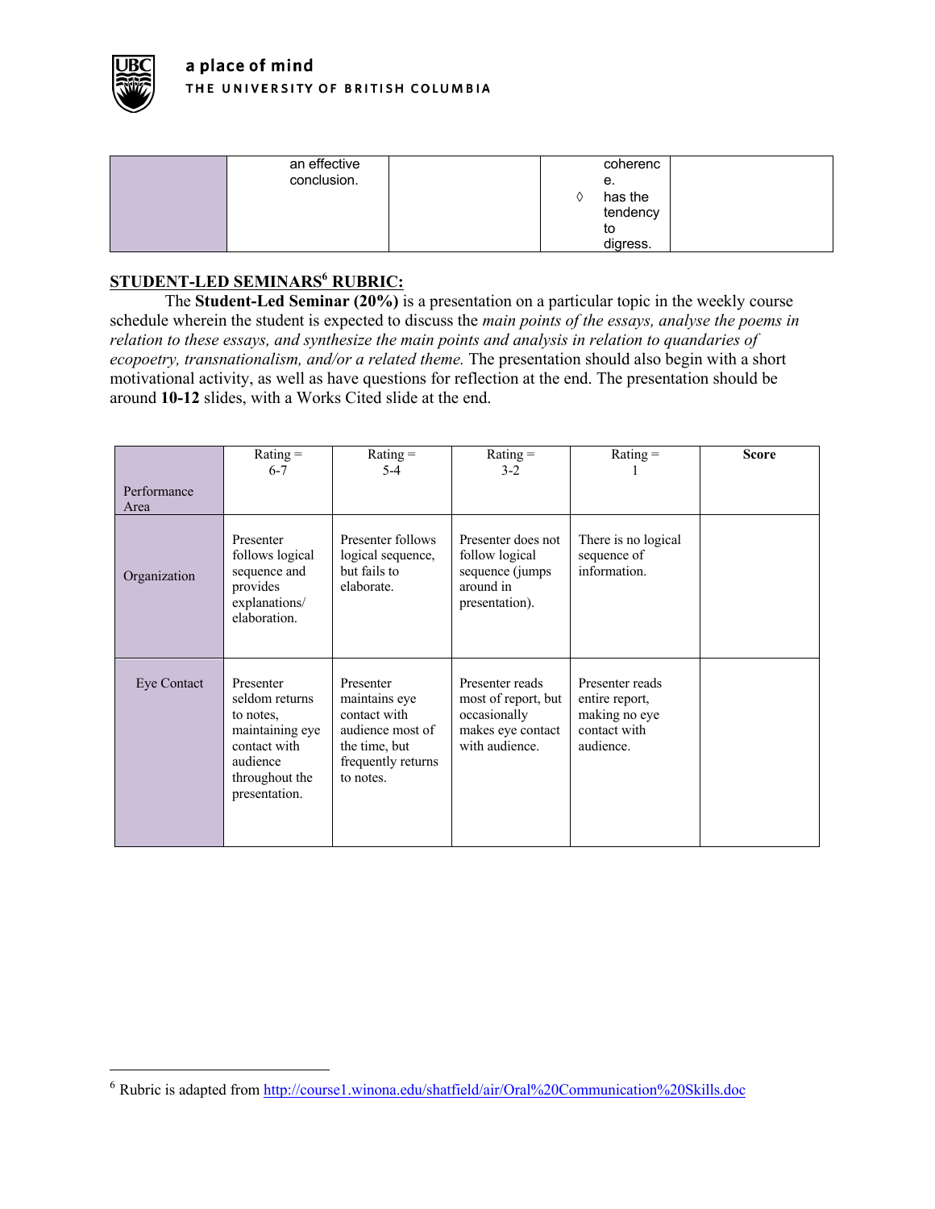| | an effective conclusion. | | coherence.<br>◊ has the tendency to digress. | |
|---|---|---|---|---|

**STUDENT-LED SEMINARS[6] RUBRIC:**

The **Student-Led Seminar (20%)** is a presentation on a particular topic in the weekly course schedule wherein the student is expected to discuss the *main points of the essays, analyse the poems in relation to these essays, and synthesize the main points and analysis in relation to quandaries of ecopoetry, transnationalism, and/or a related theme.* The presentation should also begin with a short motivational activity, as well as have questions for reflection at the end. The presentation should be around **10-12** slides, with a Works Cited slide at the end.

| Performance Area | Rating = 6-7 | Rating = 5-4 | Rating = 3-2 | Rating = 1 | **Score** |
|---|---|---|---|---|---|
| Organization | Presenter follows logical sequence and provides explanations/ elaboration. | Presenter follows logical sequence, but fails to elaborate. | Presenter does not follow logical sequence (jumps around in presentation). | There is no logical sequence of information. | |
| Eye Contact | Presenter seldom returns to notes, maintaining eye contact with audience throughout the presentation. | Presenter maintains eye contact with audience most of the time, but frequently returns to notes. | Presenter reads most of report, but occasionally makes eye contact with audience. | Presenter reads entire report, making no eye contact with audience. | |

[6] Rubric is adapted from http://course1.winona.edu/shatfield/air/Oral%20Communication%20Skills.doc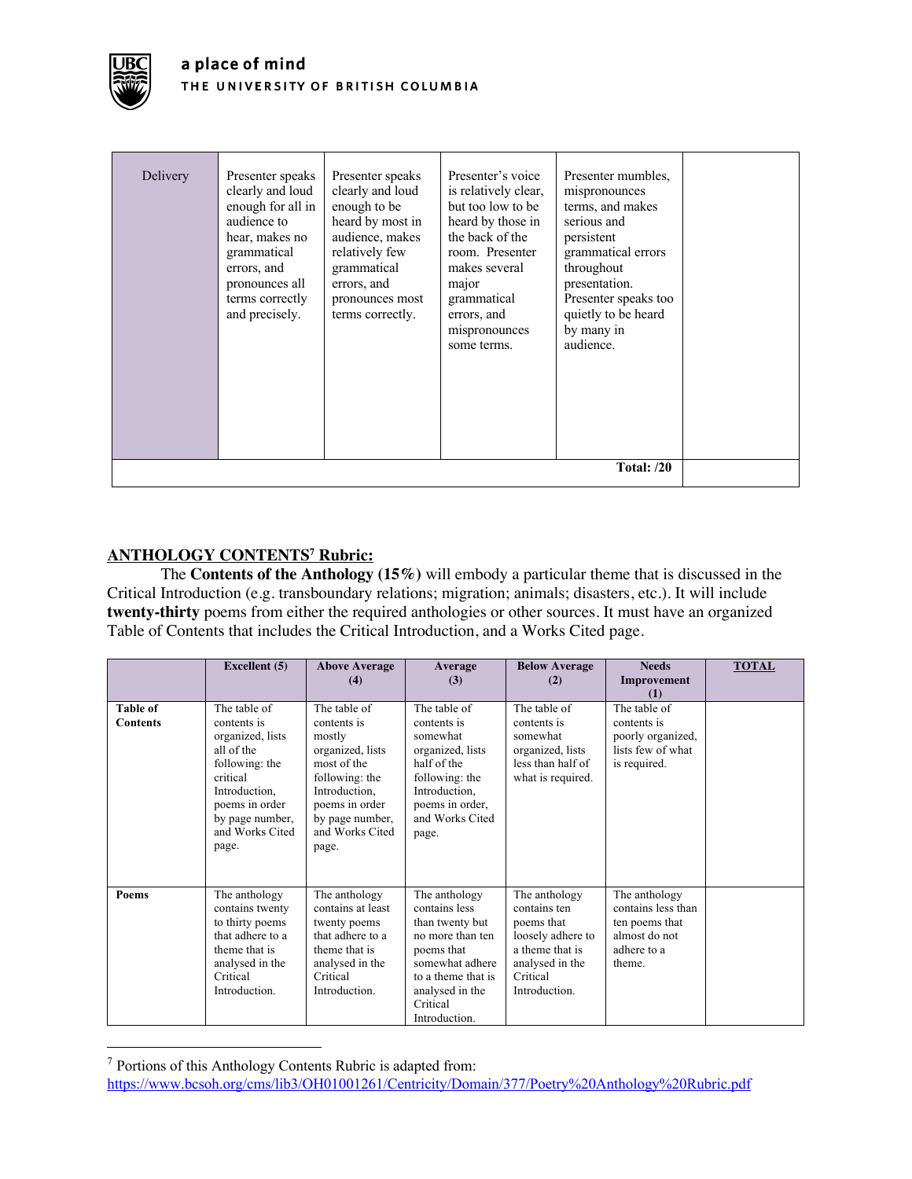| Delivery | Presenter speaks clearly and loud enough for all in audience to hear, makes no grammatical errors, and pronounces all terms correctly and precisely. | Presenter speaks clearly and loud enough to be heard by most in audience, makes relatively few grammatical errors, and pronounces most terms correctly. | Presenter's voice is relatively clear, but too low to be heard by those in the back of the room. Presenter makes several major grammatical errors, and mispronounces some terms. | Presenter mumbles, mispronounces terms, and makes serious and persistent grammatical errors throughout presentation. Presenter speaks too quietly to be heard by many in audience. | |
|---|---|---|---|---|---|
| | | | | **Total: /20** | |

## ANTHOLOGY CONTENTS[7] Rubric:

The **Contents of the Anthology (15%)** will embody a particular theme that is discussed in the Critical Introduction (e.g. transboundary relations; migration; animals; disasters, etc.). It will include **twenty-thirty** poems from either the required anthologies or other sources. It must have an organized Table of Contents that includes the Critical Introduction, and a Works Cited page.

| | Excellent (5) | Above Average (4) | Average (3) | Below Average (2) | Needs Improvement (1) | TOTAL |
|---|---|---|---|---|---|---|
| **Table of Contents** | The table of contents is organized, lists all of the following: the critical Introduction, poems in order by page number, and Works Cited page. | The table of contents is mostly organized, lists most of the following: the Introduction, poems in order by page number, and Works Cited page. | The table of contents is somewhat organized, lists half of the following: the Introduction, poems in order, and Works Cited page. | The table of contents is somewhat organized, lists less than half of what is required. | The table of contents is poorly organized, lists few of what is required. | |
| **Poems** | The anthology contains twenty to thirty poems that adhere to a theme that is analysed in the Critical Introduction. | The anthology contains at least twenty poems that adhere to a theme that is analysed in the Critical Introduction. | The anthology contains less than twenty but no more than ten poems that somewhat adhere to a theme that is analysed in the Critical Introduction. | The anthology contains ten poems that loosely adhere to a theme that is analysed in the Critical Introduction. | The anthology contains less than ten poems that almost do not adhere to a theme. | |

[7] Portions of this Anthology Contents Rubric is adapted from: https://www.bcsoh.org/cms/lib3/OH01001261/Centricity/Domain/377/Poetry%20Anthology%20Rubric.pdf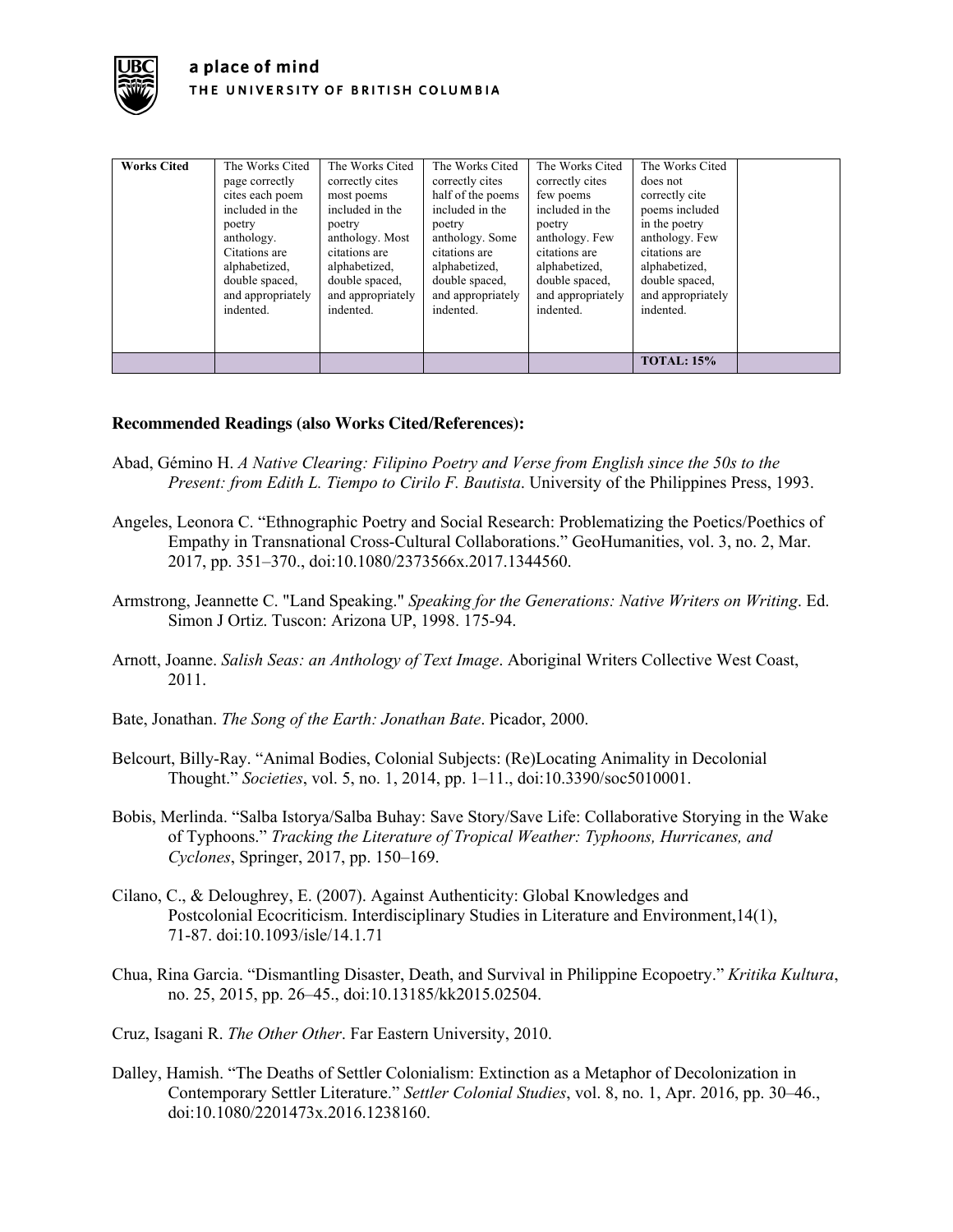| Works Cited | The Works Cited page correctly cites each poem included in the poetry anthology. Citations are alphabetized, double spaced, and appropriately indented. | The Works Cited correctly cites most poems included in the poetry anthology. Most citations are alphabetized, double spaced, and appropriately indented. | The Works Cited correctly cites half of the poems included in the poetry anthology. Some citations are alphabetized, double spaced, and appropriately indented. | The Works Cited correctly cites few poems included in the poetry anthology. Few citations are alphabetized, double spaced, and appropriately indented. | The Works Cited does not correctly cite poems included in the poetry anthology. Few citations are alphabetized, double spaced, and appropriately indented. | |
|---|---|---|---|---|---|---|
| | | | | | **TOTAL: 15%** | |

**Recommended Readings (also Works Cited/References):**

Abad, Gémino H. *A Native Clearing: Filipino Poetry and Verse from English since the 50s to the Present: from Edith L. Tiempo to Cirilo F. Bautista*. University of the Philippines Press, 1993.

Angeles, Leonora C. "Ethnographic Poetry and Social Research: Problematizing the Poetics/Poethics of Empathy in Transnational Cross-Cultural Collaborations." GeoHumanities, vol. 3, no. 2, Mar. 2017, pp. 351–370., doi:10.1080/2373566x.2017.1344560.

Armstrong, Jeannette C. "Land Speaking." *Speaking for the Generations: Native Writers on Writing*. Ed. Simon J Ortiz. Tuscon: Arizona UP, 1998. 175-94.

Arnott, Joanne. *Salish Seas: an Anthology of Text Image*. Aboriginal Writers Collective West Coast, 2011.

Bate, Jonathan. *The Song of the Earth: Jonathan Bate*. Picador, 2000.

Belcourt, Billy-Ray. "Animal Bodies, Colonial Subjects: (Re)Locating Animality in Decolonial Thought." *Societies*, vol. 5, no. 1, 2014, pp. 1–11., doi:10.3390/soc5010001.

Bobis, Merlinda. "Salba Istorya/Salba Buhay: Save Story/Save Life: Collaborative Storying in the Wake of Typhoons." *Tracking the Literature of Tropical Weather: Typhoons, Hurricanes, and Cyclones*, Springer, 2017, pp. 150–169.

Cilano, C., & Deloughrey, E. (2007). Against Authenticity: Global Knowledges and Postcolonial Ecocriticism. Interdisciplinary Studies in Literature and Environment,14(1), 71-87. doi:10.1093/isle/14.1.71

Chua, Rina Garcia. "Dismantling Disaster, Death, and Survival in Philippine Ecopoetry." *Kritika Kultura*, no. 25, 2015, pp. 26–45., doi:10.13185/kk2015.02504.

Cruz, Isagani R. *The Other Other*. Far Eastern University, 2010.

Dalley, Hamish. "The Deaths of Settler Colonialism: Extinction as a Metaphor of Decolonization in Contemporary Settler Literature." *Settler Colonial Studies*, vol. 8, no. 1, Apr. 2016, pp. 30–46., doi:10.1080/2201473x.2016.1238160.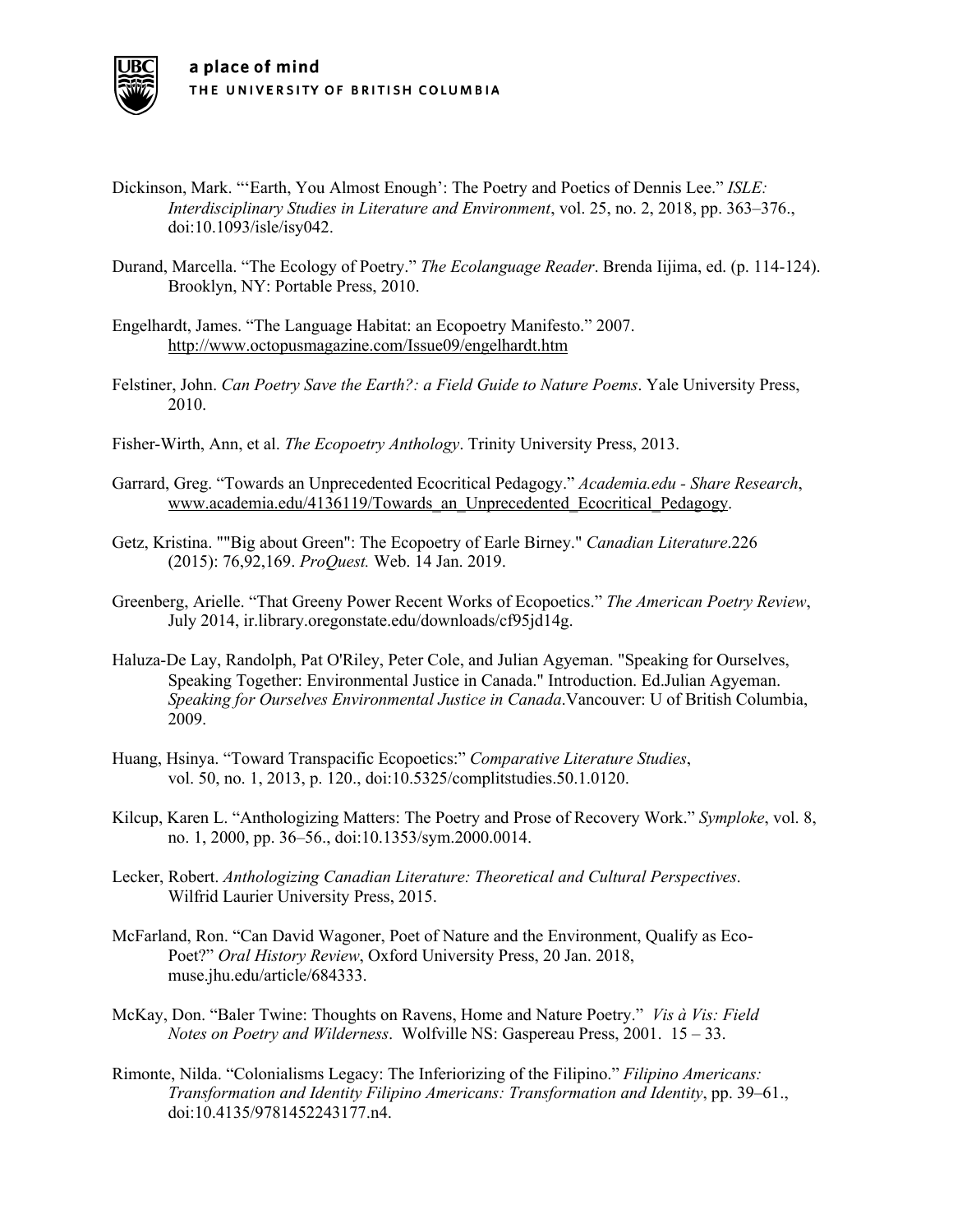Dickinson, Mark. "'Earth, You Almost Enough': The Poetry and Poetics of Dennis Lee." *ISLE: Interdisciplinary Studies in Literature and Environment*, vol. 25, no. 2, 2018, pp. 363–376., doi:10.1093/isle/isy042.

Durand, Marcella. "The Ecology of Poetry." *The Ecolanguage Reader*. Brenda Iijima, ed. (p. 114-124). Brooklyn, NY: Portable Press, 2010.

Engelhardt, James. "The Language Habitat: an Ecopoetry Manifesto." 2007. http://www.octopusmagazine.com/Issue09/engelhardt.htm

Felstiner, John. *Can Poetry Save the Earth?: a Field Guide to Nature Poems*. Yale University Press, 2010.

Fisher-Wirth, Ann, et al. *The Ecopoetry Anthology*. Trinity University Press, 2013.

Garrard, Greg. "Towards an Unprecedented Ecocritical Pedagogy." *Academia.edu - Share Research*, www.academia.edu/4136119/Towards_an_Unprecedented_Ecocritical_Pedagogy.

Getz, Kristina. ""Big about Green": The Ecopoetry of Earle Birney." *Canadian Literature*.226 (2015): 76,92,169. *ProQuest.* Web. 14 Jan. 2019.

Greenberg, Arielle. "That Greeny Power Recent Works of Ecopoetics." *The American Poetry Review*, July 2014, ir.library.oregonstate.edu/downloads/cf95jd14g.

Haluza-De Lay, Randolph, Pat O'Riley, Peter Cole, and Julian Agyeman. "Speaking for Ourselves, Speaking Together: Environmental Justice in Canada." Introduction. Ed.Julian Agyeman. *Speaking for Ourselves Environmental Justice in Canada*.Vancouver: U of British Columbia, 2009.

Huang, Hsinya. "Toward Transpacific Ecopoetics:" *Comparative Literature Studies*, vol. 50, no. 1, 2013, p. 120., doi:10.5325/complitstudies.50.1.0120.

Kilcup, Karen L. "Anthologizing Matters: The Poetry and Prose of Recovery Work." *Symploke*, vol. 8, no. 1, 2000, pp. 36–56., doi:10.1353/sym.2000.0014.

Lecker, Robert. *Anthologizing Canadian Literature: Theoretical and Cultural Perspectives*. Wilfrid Laurier University Press, 2015.

McFarland, Ron. "Can David Wagoner, Poet of Nature and the Environment, Qualify as Eco-Poet?" *Oral History Review*, Oxford University Press, 20 Jan. 2018, muse.jhu.edu/article/684333.

McKay, Don. "Baler Twine: Thoughts on Ravens, Home and Nature Poetry." *Vis à Vis: Field Notes on Poetry and Wilderness*. Wolfville NS: Gaspereau Press, 2001. 15 – 33.

Rimonte, Nilda. "Colonialisms Legacy: The Inferiorizing of the Filipino." *Filipino Americans: Transformation and Identity Filipino Americans: Transformation and Identity*, pp. 39–61., doi:10.4135/9781452243177.n4.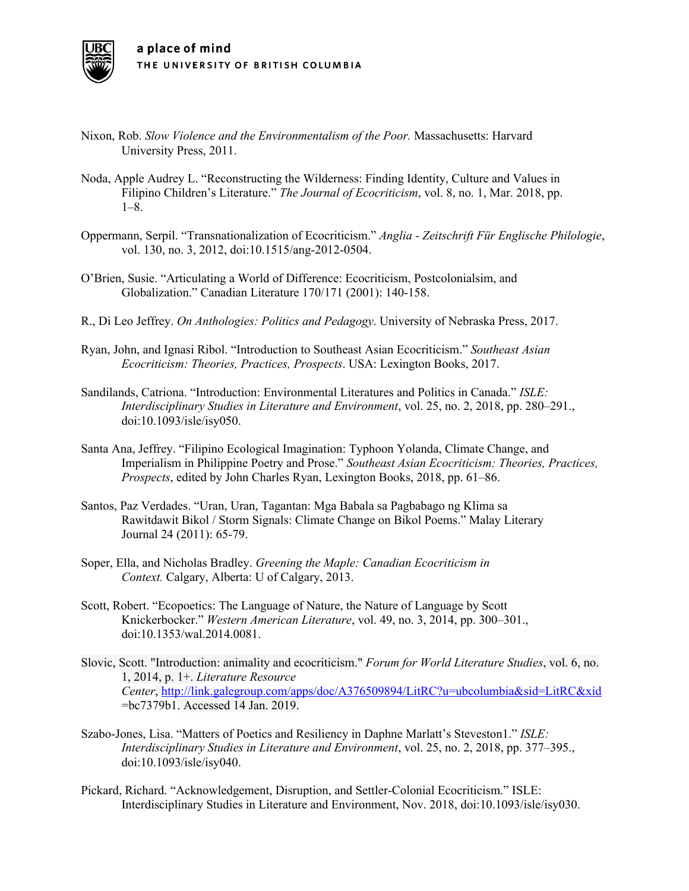Nixon, Rob. *Slow Violence and the Environmentalism of the Poor.* Massachusetts: Harvard University Press, 2011.

Noda, Apple Audrey L. "Reconstructing the Wilderness: Finding Identity, Culture and Values in Filipino Children's Literature." *The Journal of Ecocriticism*, vol. 8, no. 1, Mar. 2018, pp. 1–8.

Oppermann, Serpil. "Transnationalization of Ecocriticism." *Anglia - Zeitschrift Für Englische Philologie*, vol. 130, no. 3, 2012, doi:10.1515/ang-2012-0504.

O'Brien, Susie. "Articulating a World of Difference: Ecocriticism, Postcolonialsim, and Globalization." Canadian Literature 170/171 (2001): 140-158.

R., Di Leo Jeffrey. *On Anthologies: Politics and Pedagogy*. University of Nebraska Press, 2017.

Ryan, John, and Ignasi Ribol. "Introduction to Southeast Asian Ecocriticism." *Southeast Asian Ecocriticism: Theories, Practices, Prospects*. USA: Lexington Books, 2017.

Sandilands, Catriona. "Introduction: Environmental Literatures and Politics in Canada." *ISLE: Interdisciplinary Studies in Literature and Environment*, vol. 25, no. 2, 2018, pp. 280–291., doi:10.1093/isle/isy050.

Santa Ana, Jeffrey. "Filipino Ecological Imagination: Typhoon Yolanda, Climate Change, and Imperialism in Philippine Poetry and Prose." *Southeast Asian Ecocriticism: Theories, Practices, Prospects*, edited by John Charles Ryan, Lexington Books, 2018, pp. 61–86.

Santos, Paz Verdades. "Uran, Uran, Tagantan: Mga Babala sa Pagbabago ng Klima sa Rawitdawit Bikol / Storm Signals: Climate Change on Bikol Poems." Malay Literary Journal 24 (2011): 65-79.

Soper, Ella, and Nicholas Bradley. *Greening the Maple: Canadian Ecocriticism in Context.* Calgary, Alberta: U of Calgary, 2013.

Scott, Robert. "Ecopoetics: The Language of Nature, the Nature of Language by Scott Knickerbocker." *Western American Literature*, vol. 49, no. 3, 2014, pp. 300–301., doi:10.1353/wal.2014.0081.

Slovic, Scott. "Introduction: animality and ecocriticism." *Forum for World Literature Studies*, vol. 6, no. 1, 2014, p. 1+. *Literature Resource Center*, http://link.galegroup.com/apps/doc/A376509894/LitRC?u=ubcolumbia&sid=LitRC&xid=bc7379b1. Accessed 14 Jan. 2019.

Szabo-Jones, Lisa. "Matters of Poetics and Resiliency in Daphne Marlatt's Steveston1." *ISLE: Interdisciplinary Studies in Literature and Environment*, vol. 25, no. 2, 2018, pp. 377–395., doi:10.1093/isle/isy040.

Pickard, Richard. "Acknowledgement, Disruption, and Settler-Colonial Ecocriticism." ISLE: Interdisciplinary Studies in Literature and Environment, Nov. 2018, doi:10.1093/isle/isy030.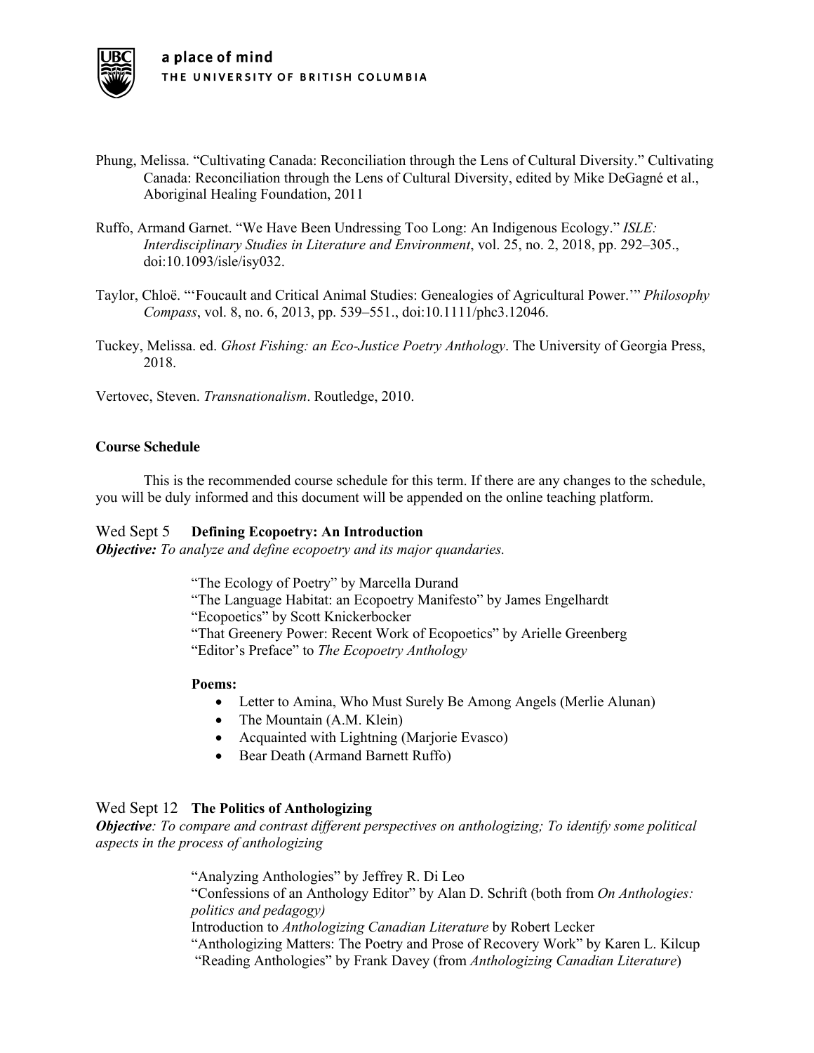Phung, Melissa. "Cultivating Canada: Reconciliation through the Lens of Cultural Diversity." Cultivating Canada: Reconciliation through the Lens of Cultural Diversity, edited by Mike DeGagné et al., Aboriginal Healing Foundation, 2011

Ruffo, Armand Garnet. "We Have Been Undressing Too Long: An Indigenous Ecology." *ISLE: Interdisciplinary Studies in Literature and Environment*, vol. 25, no. 2, 2018, pp. 292–305., doi:10.1093/isle/isy032.

Taylor, Chloë. "'Foucault and Critical Animal Studies: Genealogies of Agricultural Power.'" *Philosophy Compass*, vol. 8, no. 6, 2013, pp. 539–551., doi:10.1111/phc3.12046.

Tuckey, Melissa. ed. *Ghost Fishing: an Eco-Justice Poetry Anthology*. The University of Georgia Press, 2018.

Vertovec, Steven. *Transnationalism*. Routledge, 2010.

**Course Schedule**

This is the recommended course schedule for this term. If there are any changes to the schedule, you will be duly informed and this document will be appended on the online teaching platform.

Wed Sept 5 **Defining Ecopoetry: An Introduction**
***Objective:*** *To analyze and define ecopoetry and its major quandaries.*

"The Ecology of Poetry" by Marcella Durand
"The Language Habitat: an Ecopoetry Manifesto" by James Engelhardt
"Ecopoetics" by Scott Knickerbocker
"That Greenery Power: Recent Work of Ecopoetics" by Arielle Greenberg
"Editor's Preface" to *The Ecopoetry Anthology*

**Poems:**

- Letter to Amina, Who Must Surely Be Among Angels (Merlie Alunan)
- The Mountain (A.M. Klein)
- Acquainted with Lightning (Marjorie Evasco)
- Bear Death (Armand Barnett Ruffo)

Wed Sept 12 **The Politics of Anthologizing**
***Objective****: To compare and contrast different perspectives on anthologizing; To identify some political aspects in the process of anthologizing*

"Analyzing Anthologies" by Jeffrey R. Di Leo
"Confessions of an Anthology Editor" by Alan D. Schrift (both from *On Anthologies: politics and pedagogy)*
Introduction to *Anthologizing Canadian Literature* by Robert Lecker
"Anthologizing Matters: The Poetry and Prose of Recovery Work" by Karen L. Kilcup
"Reading Anthologies" by Frank Davey (from *Anthologizing Canadian Literature*)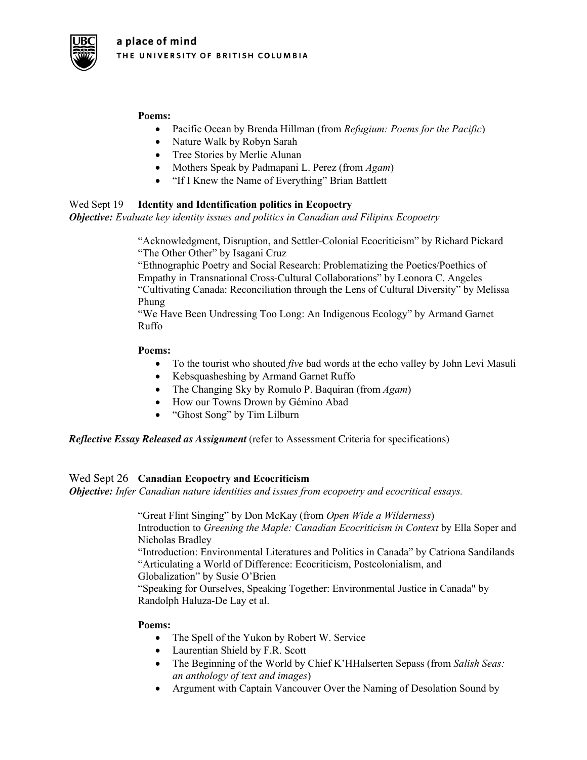**Poems:**

- Pacific Ocean by Brenda Hillman (from *Refugium: Poems for the Pacific*)
- Nature Walk by Robyn Sarah
- Tree Stories by Merlie Alunan
- Mothers Speak by Padmapani L. Perez (from *Agam*)
- "If I Knew the Name of Everything" Brian Battlett

Wed Sept 19 **Identity and Identification politics in Ecopoetry**

***Objective:*** *Evaluate key identity issues and politics in Canadian and Filipinx Ecopoetry*

"Acknowledgment, Disruption, and Settler-Colonial Ecocriticism" by Richard Pickard
"The Other Other" by Isagani Cruz
"Ethnographic Poetry and Social Research: Problematizing the Poetics/Poethics of Empathy in Transnational Cross-Cultural Collaborations" by Leonora C. Angeles
"Cultivating Canada: Reconciliation through the Lens of Cultural Diversity" by Melissa Phung
"We Have Been Undressing Too Long: An Indigenous Ecology" by Armand Garnet Ruffo

**Poems:**

- To the tourist who shouted *five* bad words at the echo valley by John Levi Masuli
- Kebsquasheshing by Armand Garnet Ruffo
- The Changing Sky by Romulo P. Baquiran (from *Agam*)
- How our Towns Drown by Gémino Abad
- "Ghost Song" by Tim Lilburn

***Reflective Essay Released as Assignment*** (refer to Assessment Criteria for specifications)

Wed Sept 26 **Canadian Ecopoetry and Ecocriticism**

***Objective:*** *Infer Canadian nature identities and issues from ecopoetry and ecocritical essays.*

"Great Flint Singing" by Don McKay (from *Open Wide a Wilderness*)
Introduction to *Greening the Maple: Canadian Ecocriticism in Context* by Ella Soper and Nicholas Bradley
"Introduction: Environmental Literatures and Politics in Canada" by Catriona Sandilands
"Articulating a World of Difference: Ecocriticism, Postcolonialism, and Globalization" by Susie O'Brien
"Speaking for Ourselves, Speaking Together: Environmental Justice in Canada" by Randolph Haluza-De Lay et al.

**Poems:**

- The Spell of the Yukon by Robert W. Service
- Laurentian Shield by F.R. Scott
- The Beginning of the World by Chief K'HHalserten Sepass (from *Salish Seas: an anthology of text and images*)
- Argument with Captain Vancouver Over the Naming of Desolation Sound by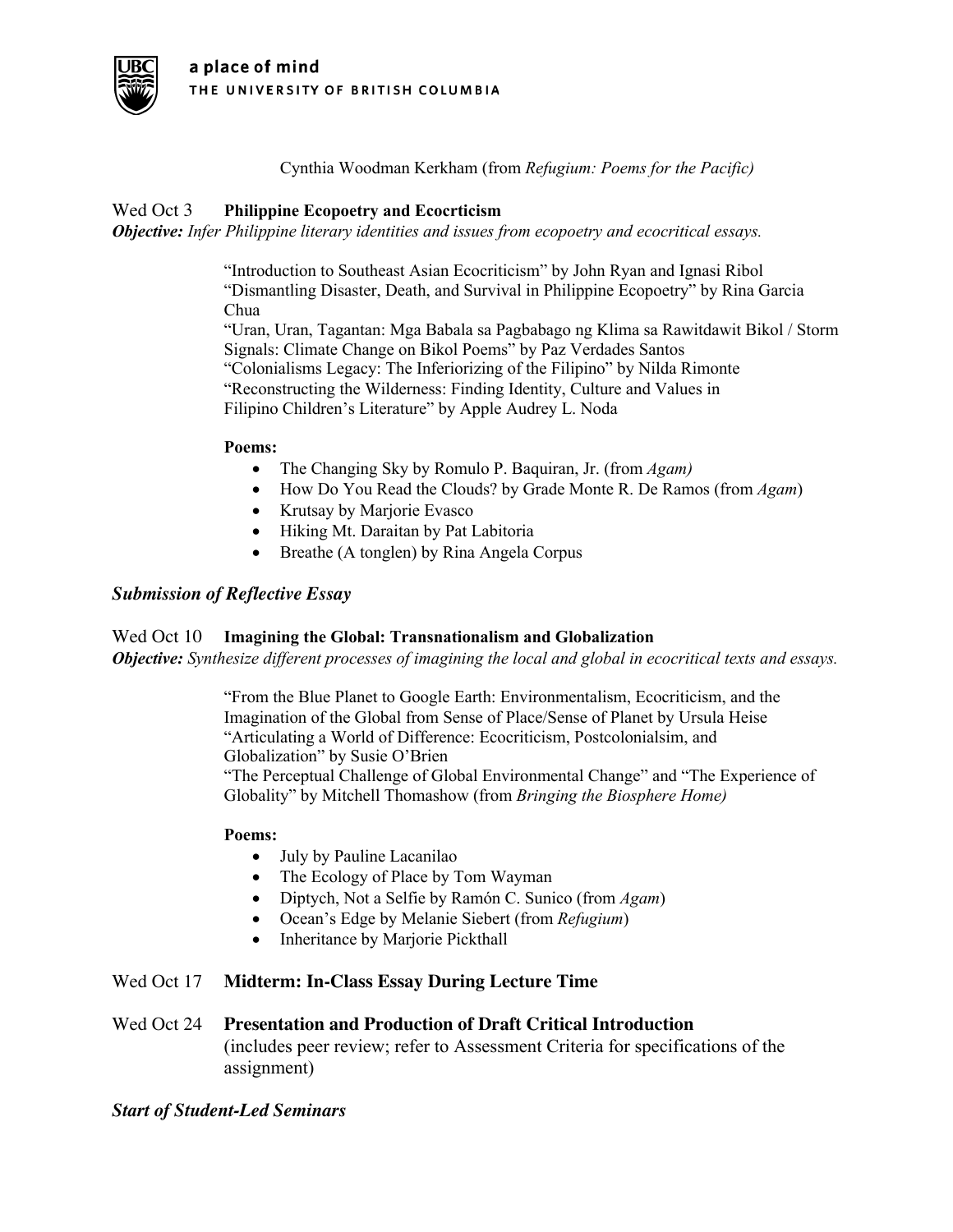Cynthia Woodman Kerkham (from *Refugium: Poems for the Pacific)*

### Wed Oct 3 **Philippine Ecopoetry and Ecocrticism**

***Objective:*** *Infer Philippine literary identities and issues from ecopoetry and ecocritical essays.*

"Introduction to Southeast Asian Ecocriticism" by John Ryan and Ignasi Ribol
"Dismantling Disaster, Death, and Survival in Philippine Ecopoetry" by Rina Garcia Chua
"Uran, Uran, Tagantan: Mga Babala sa Pagbabago ng Klima sa Rawitdawit Bikol / Storm Signals: Climate Change on Bikol Poems" by Paz Verdades Santos
"Colonialisms Legacy: The Inferiorizing of the Filipino" by Nilda Rimonte
"Reconstructing the Wilderness: Finding Identity, Culture and Values in Filipino Children's Literature" by Apple Audrey L. Noda

**Poems:**

- The Changing Sky by Romulo P. Baquiran, Jr. (from *Agam)*
- How Do You Read the Clouds? by Grade Monte R. De Ramos (from *Agam*)
- Krutsay by Marjorie Evasco
- Hiking Mt. Daraitan by Pat Labitoria
- Breathe (A tonglen) by Rina Angela Corpus

***Submission of Reflective Essay***

### Wed Oct 10 **Imagining the Global: Transnationalism and Globalization**

***Objective:*** *Synthesize different processes of imagining the local and global in ecocritical texts and essays.*

"From the Blue Planet to Google Earth: Environmentalism, Ecocriticism, and the Imagination of the Global from Sense of Place/Sense of Planet by Ursula Heise
"Articulating a World of Difference: Ecocriticism, Postcolonialsim, and Globalization" by Susie O'Brien
"The Perceptual Challenge of Global Environmental Change" and "The Experience of Globality" by Mitchell Thomashow (from *Bringing the Biosphere Home)*

**Poems:**

- July by Pauline Lacanilao
- The Ecology of Place by Tom Wayman
- Diptych, Not a Selfie by Ramón C. Sunico (from *Agam*)
- Ocean's Edge by Melanie Siebert (from *Refugium*)
- Inheritance by Marjorie Pickthall

### Wed Oct 17 **Midterm: In-Class Essay During Lecture Time**

### Wed Oct 24 **Presentation and Production of Draft Critical Introduction**

(includes peer review; refer to Assessment Criteria for specifications of the assignment)

***Start of Student-Led Seminars***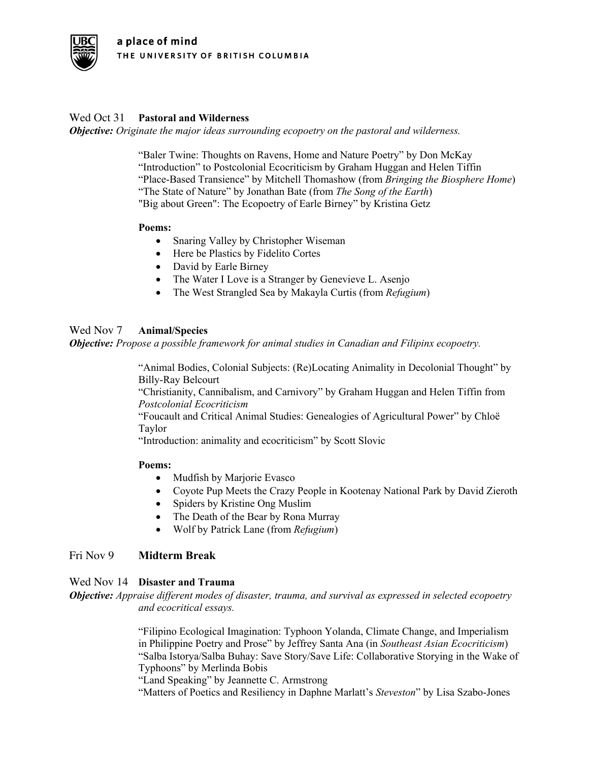Wed Oct 31 **Pastoral and Wilderness**

***Objective:*** *Originate the major ideas surrounding ecopoetry on the pastoral and wilderness.*

"Baler Twine: Thoughts on Ravens, Home and Nature Poetry" by Don McKay
"Introduction" to Postcolonial Ecocriticism by Graham Huggan and Helen Tiffin
"Place-Based Transience" by Mitchell Thomashow (from *Bringing the Biosphere Home*)
"The State of Nature" by Jonathan Bate (from *The Song of the Earth*)
"Big about Green": The Ecopoetry of Earle Birney" by Kristina Getz

**Poems:**

- Snaring Valley by Christopher Wiseman
- Here be Plastics by Fidelito Cortes
- David by Earle Birney
- The Water I Love is a Stranger by Genevieve L. Asenjo
- The West Strangled Sea by Makayla Curtis (from *Refugium*)

Wed Nov 7 **Animal/Species**

***Objective:*** *Propose a possible framework for animal studies in Canadian and Filipinx ecopoetry.*

"Animal Bodies, Colonial Subjects: (Re)Locating Animality in Decolonial Thought" by Billy-Ray Belcourt
"Christianity, Cannibalism, and Carnivory" by Graham Huggan and Helen Tiffin from *Postcolonial Ecocriticism*
"Foucault and Critical Animal Studies: Genealogies of Agricultural Power" by Chloë Taylor
"Introduction: animality and ecocriticism" by Scott Slovic

**Poems:**

- Mudfish by Marjorie Evasco
- Coyote Pup Meets the Crazy People in Kootenay National Park by David Zieroth
- Spiders by Kristine Ong Muslim
- The Death of the Bear by Rona Murray
- Wolf by Patrick Lane (from *Refugium*)

Fri Nov 9 **Midterm Break**

Wed Nov 14 **Disaster and Trauma**

***Objective:*** *Appraise different modes of disaster, trauma, and survival as expressed in selected ecopoetry and ecocritical essays.*

"Filipino Ecological Imagination: Typhoon Yolanda, Climate Change, and Imperialism in Philippine Poetry and Prose" by Jeffrey Santa Ana (in *Southeast Asian Ecocriticism*)
"Salba Istorya/Salba Buhay: Save Story/Save Life: Collaborative Storying in the Wake of Typhoons" by Merlinda Bobis
"Land Speaking" by Jeannette C. Armstrong
"Matters of Poetics and Resiliency in Daphne Marlatt's *Steveston*" by Lisa Szabo-Jones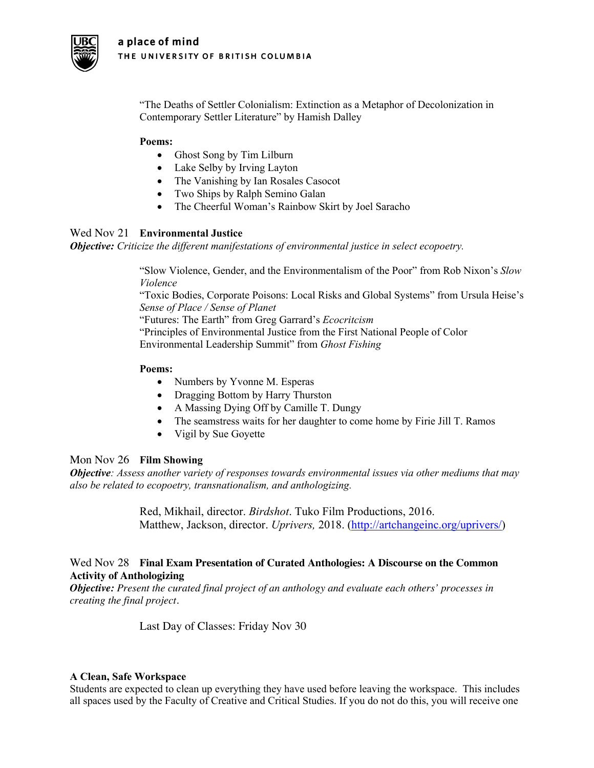"The Deaths of Settler Colonialism: Extinction as a Metaphor of Decolonization in Contemporary Settler Literature" by Hamish Dalley

**Poems:**

- Ghost Song by Tim Lilburn
- Lake Selby by Irving Layton
- The Vanishing by Ian Rosales Casocot
- Two Ships by Ralph Semino Galan
- The Cheerful Woman's Rainbow Skirt by Joel Saracho

Wed Nov 21 **Environmental Justice**

***Objective:*** *Criticize the different manifestations of environmental justice in select ecopoetry.*

"Slow Violence, Gender, and the Environmentalism of the Poor" from Rob Nixon's *Slow Violence*

"Toxic Bodies, Corporate Poisons: Local Risks and Global Systems" from Ursula Heise's *Sense of Place / Sense of Planet*

"Futures: The Earth" from Greg Garrard's *Ecocritcism*

"Principles of Environmental Justice from the First National People of Color Environmental Leadership Summit" from *Ghost Fishing*

**Poems:**

- Numbers by Yvonne M. Esperas
- Dragging Bottom by Harry Thurston
- A Massing Dying Off by Camille T. Dungy
- The seamstress waits for her daughter to come home by Firie Jill T. Ramos
- Vigil by Sue Goyette

Mon Nov 26 **Film Showing**

***Objective****: Assess another variety of responses towards environmental issues via other mediums that may also be related to ecopoetry, transnationalism, and anthologizing.*

Red, Mikhail, director. *Birdshot*. Tuko Film Productions, 2016.
Matthew, Jackson, director. *Uprivers,* 2018. (http://artchangeinc.org/uprivers/)

Wed Nov 28 **Final Exam Presentation of Curated Anthologies: A Discourse on the Common Activity of Anthologizing**

***Objective:*** *Present the curated final project of an anthology and evaluate each others' processes in creating the final project*.

Last Day of Classes: Friday Nov 30

**A Clean, Safe Workspace**

Students are expected to clean up everything they have used before leaving the workspace. This includes all spaces used by the Faculty of Creative and Critical Studies. If you do not do this, you will receive one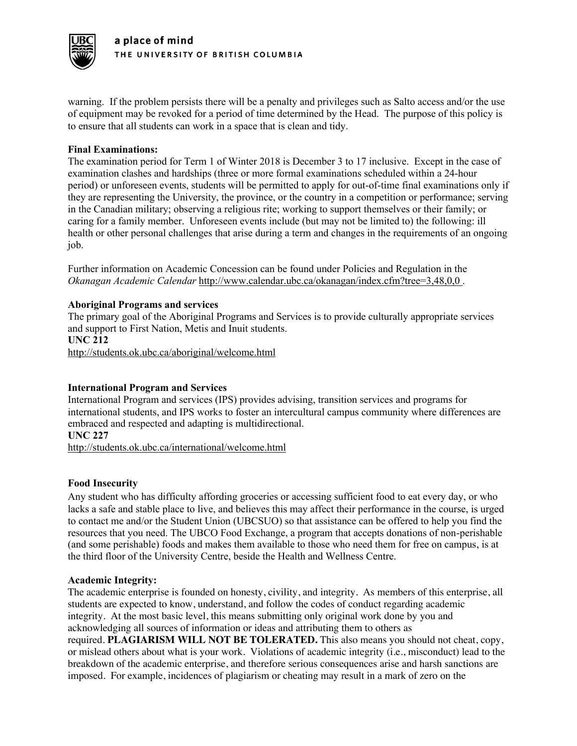warning. If the problem persists there will be a penalty and privileges such as Salto access and/or the use of equipment may be revoked for a period of time determined by the Head. The purpose of this policy is to ensure that all students can work in a space that is clean and tidy.

**Final Examinations:**
The examination period for Term 1 of Winter 2018 is December 3 to 17 inclusive. Except in the case of examination clashes and hardships (three or more formal examinations scheduled within a 24-hour period) or unforeseen events, students will be permitted to apply for out-of-time final examinations only if they are representing the University, the province, or the country in a competition or performance; serving in the Canadian military; observing a religious rite; working to support themselves or their family; or caring for a family member. Unforeseen events include (but may not be limited to) the following: ill health or other personal challenges that arise during a term and changes in the requirements of an ongoing job.

Further information on Academic Concession can be found under Policies and Regulation in the *Okanagan Academic Calendar* http://www.calendar.ubc.ca/okanagan/index.cfm?tree=3,48,0,0 .

**Aboriginal Programs and services**
The primary goal of the Aboriginal Programs and Services is to provide culturally appropriate services and support to First Nation, Metis and Inuit students.
**UNC 212**
http://students.ok.ubc.ca/aboriginal/welcome.html

**International Program and Services**
International Program and services (IPS) provides advising, transition services and programs for international students, and IPS works to foster an intercultural campus community where differences are embraced and respected and adapting is multidirectional.
**UNC 227**
http://students.ok.ubc.ca/international/welcome.html

**Food Insecurity**
Any student who has difficulty affording groceries or accessing sufficient food to eat every day, or who lacks a safe and stable place to live, and believes this may affect their performance in the course, is urged to contact me and/or the Student Union (UBCSUO) so that assistance can be offered to help you find the resources that you need. The UBCO Food Exchange, a program that accepts donations of non-perishable (and some perishable) foods and makes them available to those who need them for free on campus, is at the third floor of the University Centre, beside the Health and Wellness Centre.

**Academic Integrity:**
The academic enterprise is founded on honesty, civility, and integrity. As members of this enterprise, all students are expected to know, understand, and follow the codes of conduct regarding academic integrity. At the most basic level, this means submitting only original work done by you and acknowledging all sources of information or ideas and attributing them to others as required. **PLAGIARISM WILL NOT BE TOLERATED.** This also means you should not cheat, copy, or mislead others about what is your work. Violations of academic integrity (i.e., misconduct) lead to the breakdown of the academic enterprise, and therefore serious consequences arise and harsh sanctions are imposed. For example, incidences of plagiarism or cheating may result in a mark of zero on the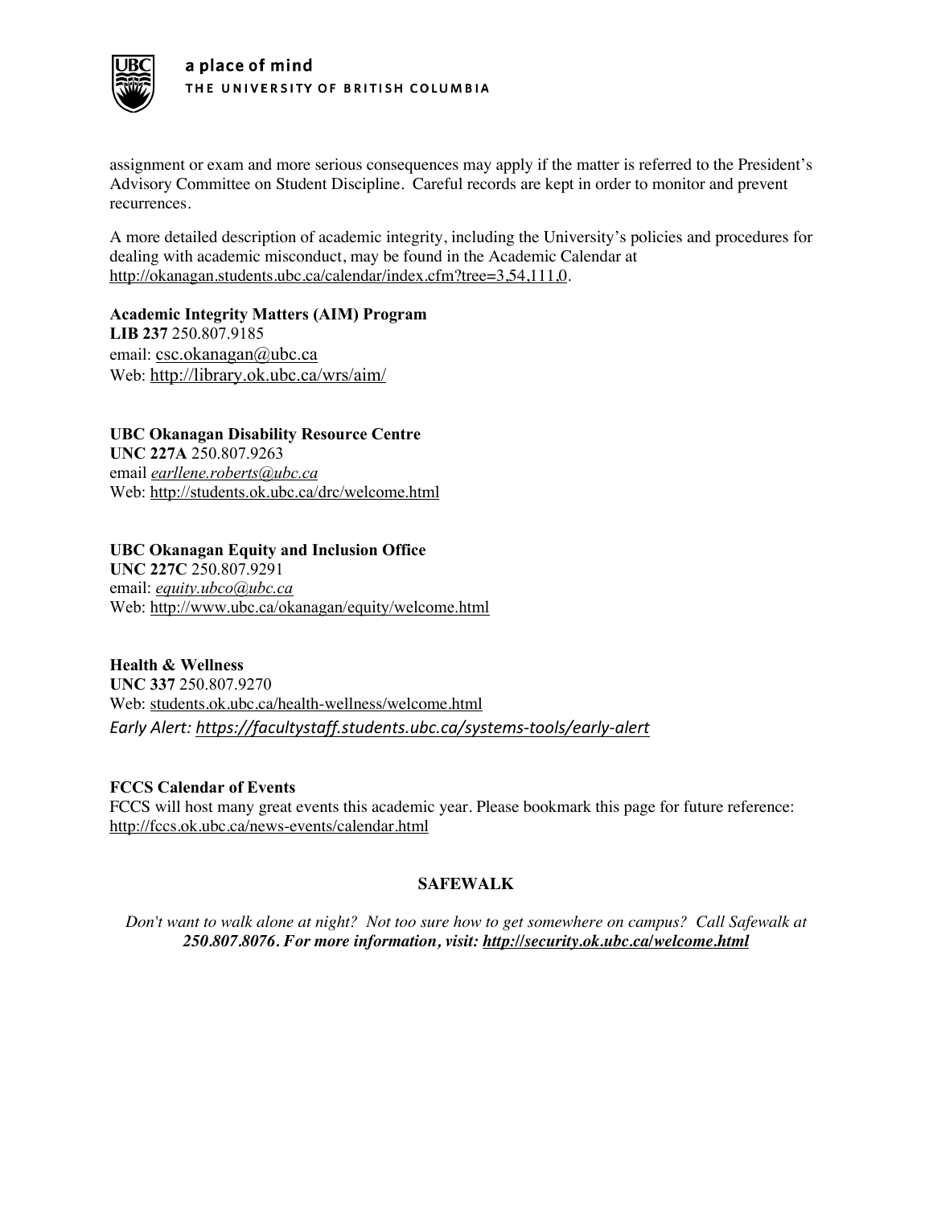assignment or exam and more serious consequences may apply if the matter is referred to the President's Advisory Committee on Student Discipline. Careful records are kept in order to monitor and prevent recurrences.

A more detailed description of academic integrity, including the University's policies and procedures for dealing with academic misconduct, may be found in the Academic Calendar at http://okanagan.students.ubc.ca/calendar/index.cfm?tree=3,54,111,0.

**Academic Integrity Matters (AIM) Program**
**LIB 237** 250.807.9185
email: csc.okanagan@ubc.ca
Web: http://library.ok.ubc.ca/wrs/aim/

**UBC Okanagan Disability Resource Centre**
**UNC 227A** 250.807.9263
email *earllene.roberts@ubc.ca*
Web: http://students.ok.ubc.ca/drc/welcome.html

**UBC Okanagan Equity and Inclusion Office**
**UNC 227C** 250.807.9291
email: *equity.ubco@ubc.ca*
Web: http://www.ubc.ca/okanagan/equity/welcome.html

**Health & Wellness**
**UNC 337** 250.807.9270
Web: students.ok.ubc.ca/health-wellness/welcome.html
*Early Alert: https://facultystaff.students.ubc.ca/systems-tools/early-alert*

**FCCS Calendar of Events**
FCCS will host many great events this academic year. Please bookmark this page for future reference: http://fccs.ok.ubc.ca/news-events/calendar.html

**SAFEWALK**

*Don't want to walk alone at night? Not too sure how to get somewhere on campus? Call Safewalk at* ***250.807.8076. For more information, visit: http://security.ok.ubc.ca/welcome.html***